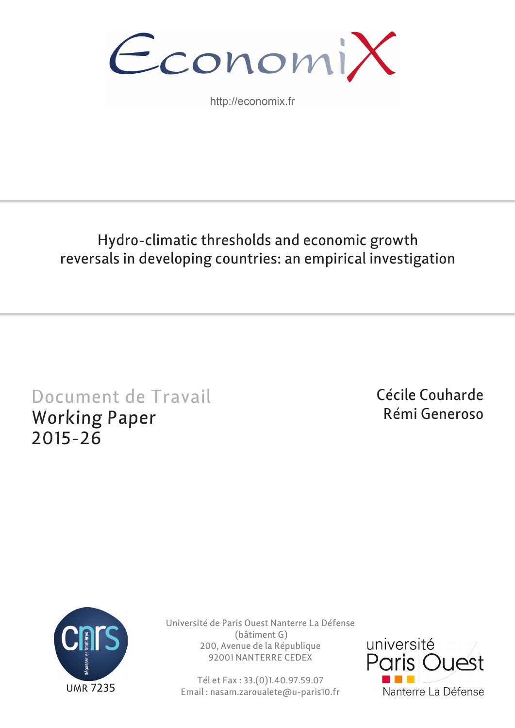EconomiX

http://economix.fr

# Hydro-climatic thresholds and economic growth reversals in developing countries: an empirical investigation

Document de Travail
Working Paper
2015-26

Cécile Couharde
Rémi Generoso

UMR 7235

Université de Paris Ouest Nanterre La Défense
(bâtiment G)
200, Avenue de la République
92001 NANTERRE CEDEX

Tél et Fax : 33.(0)1.40.97.59.07
Email : nasam.zaroualete@u-paris10.fr

université Paris Ouest Nanterre La Défense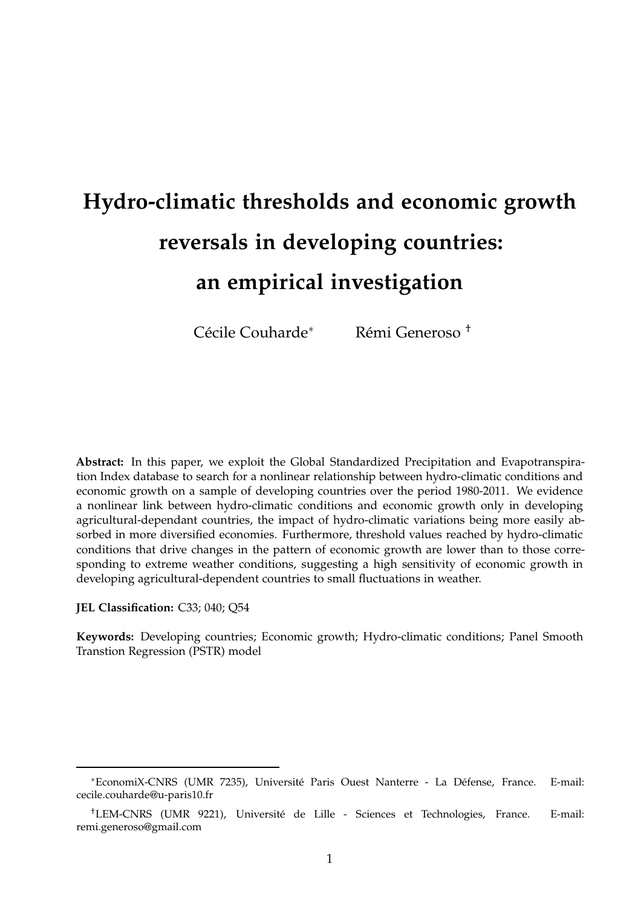# Hydro-climatic thresholds and economic growth reversals in developing countries: an empirical investigation

Cécile Couharde[*] Rémi Generoso[†]

**Abstract:** In this paper, we exploit the Global Standardized Precipitation and Evapotranspiration Index database to search for a nonlinear relationship between hydro-climatic conditions and economic growth on a sample of developing countries over the period 1980-2011. We evidence a nonlinear link between hydro-climatic conditions and economic growth only in developing agricultural-dependant countries, the impact of hydro-climatic variations being more easily absorbed in more diversified economies. Furthermore, threshold values reached by hydro-climatic conditions that drive changes in the pattern of economic growth are lower than to those corresponding to extreme weather conditions, suggesting a high sensitivity of economic growth in developing agricultural-dependent countries to small fluctuations in weather.

**JEL Classification:** C33; 040; Q54

**Keywords:** Developing countries; Economic growth; Hydro-climatic conditions; Panel Smooth Transtion Regression (PSTR) model

---

[*] EconomiX-CNRS (UMR 7235), Université Paris Ouest Nanterre - La Défense, France. E-mail: cecile.couharde@u-paris10.fr

[†] LEM-CNRS (UMR 9221), Université de Lille - Sciences et Technologies, France. E-mail: remi.generoso@gmail.com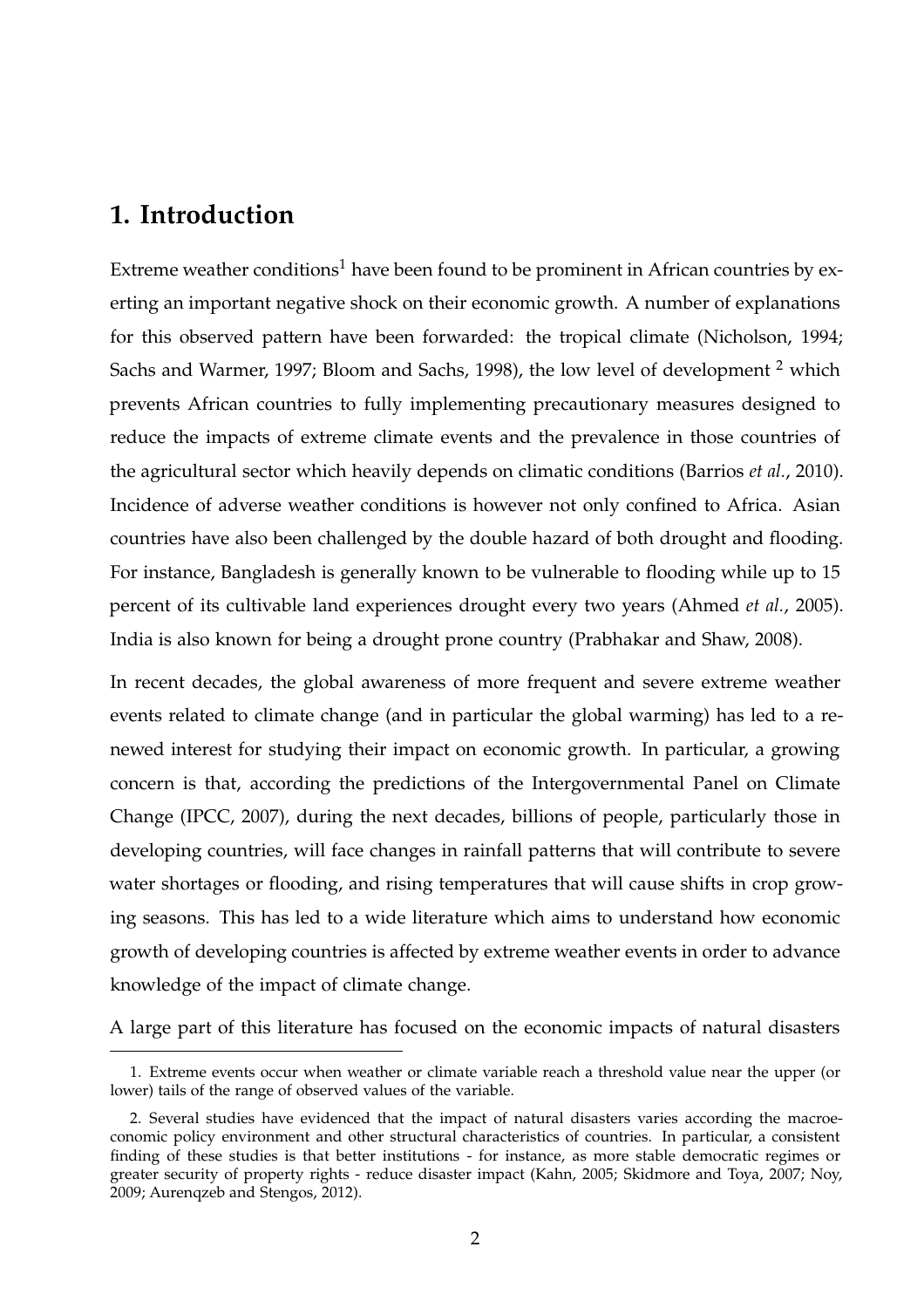# 1. Introduction

Extreme weather conditions[1] have been found to be prominent in African countries by exerting an important negative shock on their economic growth. A number of explanations for this observed pattern have been forwarded: the tropical climate (Nicholson, 1994; Sachs and Warmer, 1997; Bloom and Sachs, 1998), the low level of development [2] which prevents African countries to fully implementing precautionary measures designed to reduce the impacts of extreme climate events and the prevalence in those countries of the agricultural sector which heavily depends on climatic conditions (Barrios *et al.*, 2010). Incidence of adverse weather conditions is however not only confined to Africa. Asian countries have also been challenged by the double hazard of both drought and flooding. For instance, Bangladesh is generally known to be vulnerable to flooding while up to 15 percent of its cultivable land experiences drought every two years (Ahmed *et al.*, 2005). India is also known for being a drought prone country (Prabhakar and Shaw, 2008).

In recent decades, the global awareness of more frequent and severe extreme weather events related to climate change (and in particular the global warming) has led to a renewed interest for studying their impact on economic growth. In particular, a growing concern is that, according the predictions of the Intergovernmental Panel on Climate Change (IPCC, 2007), during the next decades, billions of people, particularly those in developing countries, will face changes in rainfall patterns that will contribute to severe water shortages or flooding, and rising temperatures that will cause shifts in crop growing seasons. This has led to a wide literature which aims to understand how economic growth of developing countries is affected by extreme weather events in order to advance knowledge of the impact of climate change.

A large part of this literature has focused on the economic impacts of natural disasters

---

1. Extreme events occur when weather or climate variable reach a threshold value near the upper (or lower) tails of the range of observed values of the variable.

2. Several studies have evidenced that the impact of natural disasters varies according the macroeconomic policy environment and other structural characteristics of countries. In particular, a consistent finding of these studies is that better institutions - for instance, as more stable democratic regimes or greater security of property rights - reduce disaster impact (Kahn, 2005; Skidmore and Toya, 2007; Noy, 2009; Aurenqzeb and Stengos, 2012).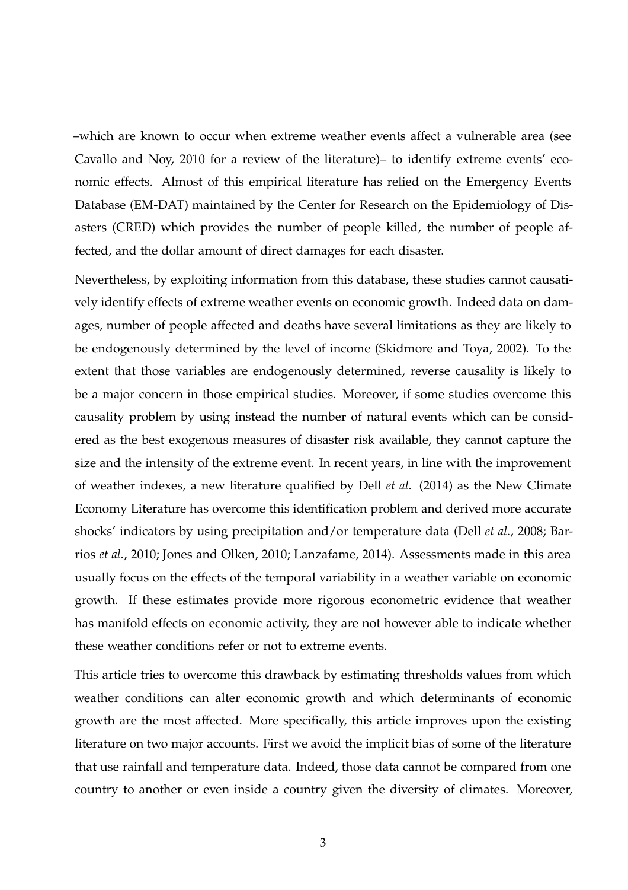–which are known to occur when extreme weather events affect a vulnerable area (see Cavallo and Noy, 2010 for a review of the literature)– to identify extreme events' economic effects. Almost of this empirical literature has relied on the Emergency Events Database (EM-DAT) maintained by the Center for Research on the Epidemiology of Disasters (CRED) which provides the number of people killed, the number of people affected, and the dollar amount of direct damages for each disaster.

Nevertheless, by exploiting information from this database, these studies cannot causatively identify effects of extreme weather events on economic growth. Indeed data on damages, number of people affected and deaths have several limitations as they are likely to be endogenously determined by the level of income (Skidmore and Toya, 2002). To the extent that those variables are endogenously determined, reverse causality is likely to be a major concern in those empirical studies. Moreover, if some studies overcome this causality problem by using instead the number of natural events which can be considered as the best exogenous measures of disaster risk available, they cannot capture the size and the intensity of the extreme event. In recent years, in line with the improvement of weather indexes, a new literature qualified by Dell *et al.* (2014) as the New Climate Economy Literature has overcome this identification problem and derived more accurate shocks' indicators by using precipitation and/or temperature data (Dell *et al.*, 2008; Barrios *et al.*, 2010; Jones and Olken, 2010; Lanzafame, 2014). Assessments made in this area usually focus on the effects of the temporal variability in a weather variable on economic growth. If these estimates provide more rigorous econometric evidence that weather has manifold effects on economic activity, they are not however able to indicate whether these weather conditions refer or not to extreme events.

This article tries to overcome this drawback by estimating thresholds values from which weather conditions can alter economic growth and which determinants of economic growth are the most affected. More specifically, this article improves upon the existing literature on two major accounts. First we avoid the implicit bias of some of the literature that use rainfall and temperature data. Indeed, those data cannot be compared from one country to another or even inside a country given the diversity of climates. Moreover,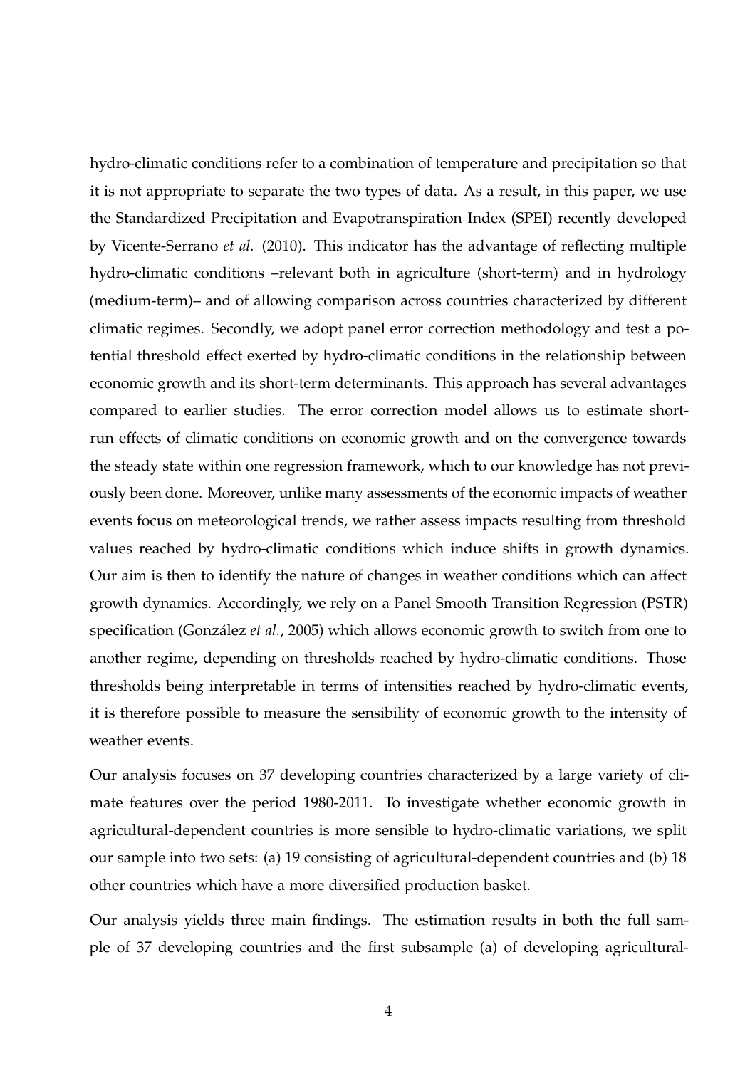hydro-climatic conditions refer to a combination of temperature and precipitation so that it is not appropriate to separate the two types of data. As a result, in this paper, we use the Standardized Precipitation and Evapotranspiration Index (SPEI) recently developed by Vicente-Serrano *et al.* (2010). This indicator has the advantage of reflecting multiple hydro-climatic conditions –relevant both in agriculture (short-term) and in hydrology (medium-term)– and of allowing comparison across countries characterized by different climatic regimes. Secondly, we adopt panel error correction methodology and test a potential threshold effect exerted by hydro-climatic conditions in the relationship between economic growth and its short-term determinants. This approach has several advantages compared to earlier studies. The error correction model allows us to estimate short-run effects of climatic conditions on economic growth and on the convergence towards the steady state within one regression framework, which to our knowledge has not previously been done. Moreover, unlike many assessments of the economic impacts of weather events focus on meteorological trends, we rather assess impacts resulting from threshold values reached by hydro-climatic conditions which induce shifts in growth dynamics. Our aim is then to identify the nature of changes in weather conditions which can affect growth dynamics. Accordingly, we rely on a Panel Smooth Transition Regression (PSTR) specification (González *et al.*, 2005) which allows economic growth to switch from one to another regime, depending on thresholds reached by hydro-climatic conditions. Those thresholds being interpretable in terms of intensities reached by hydro-climatic events, it is therefore possible to measure the sensibility of economic growth to the intensity of weather events.

Our analysis focuses on 37 developing countries characterized by a large variety of climate features over the period 1980-2011. To investigate whether economic growth in agricultural-dependent countries is more sensible to hydro-climatic variations, we split our sample into two sets: (a) 19 consisting of agricultural-dependent countries and (b) 18 other countries which have a more diversified production basket.

Our analysis yields three main findings. The estimation results in both the full sample of 37 developing countries and the first subsample (a) of developing agricultural-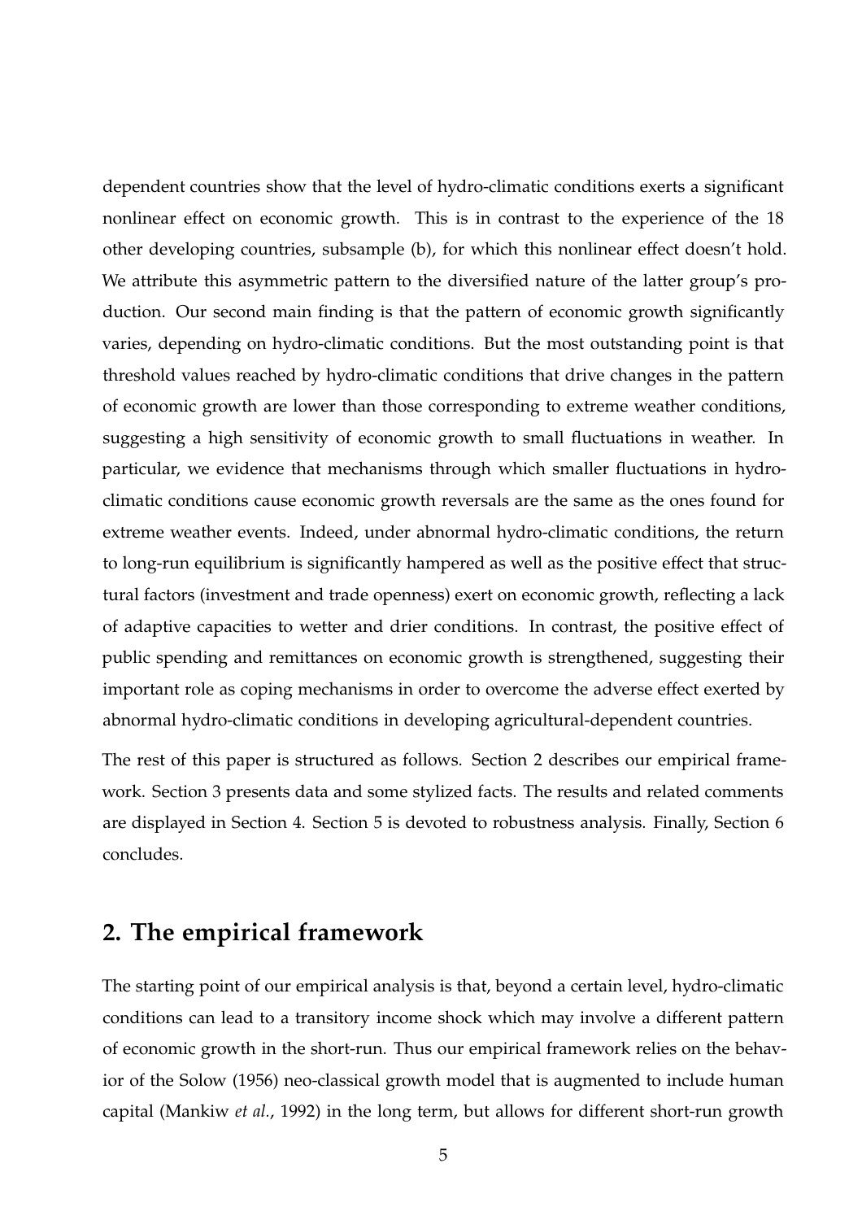dependent countries show that the level of hydro-climatic conditions exerts a significant nonlinear effect on economic growth. This is in contrast to the experience of the 18 other developing countries, subsample (b), for which this nonlinear effect doesn't hold. We attribute this asymmetric pattern to the diversified nature of the latter group's production. Our second main finding is that the pattern of economic growth significantly varies, depending on hydro-climatic conditions. But the most outstanding point is that threshold values reached by hydro-climatic conditions that drive changes in the pattern of economic growth are lower than those corresponding to extreme weather conditions, suggesting a high sensitivity of economic growth to small fluctuations in weather. In particular, we evidence that mechanisms through which smaller fluctuations in hydro-climatic conditions cause economic growth reversals are the same as the ones found for extreme weather events. Indeed, under abnormal hydro-climatic conditions, the return to long-run equilibrium is significantly hampered as well as the positive effect that structural factors (investment and trade openness) exert on economic growth, reflecting a lack of adaptive capacities to wetter and drier conditions. In contrast, the positive effect of public spending and remittances on economic growth is strengthened, suggesting their important role as coping mechanisms in order to overcome the adverse effect exerted by abnormal hydro-climatic conditions in developing agricultural-dependent countries.

The rest of this paper is structured as follows. Section 2 describes our empirical framework. Section 3 presents data and some stylized facts. The results and related comments are displayed in Section 4. Section 5 is devoted to robustness analysis. Finally, Section 6 concludes.

## 2. The empirical framework

The starting point of our empirical analysis is that, beyond a certain level, hydro-climatic conditions can lead to a transitory income shock which may involve a different pattern of economic growth in the short-run. Thus our empirical framework relies on the behavior of the Solow (1956) neo-classical growth model that is augmented to include human capital (Mankiw *et al.*, 1992) in the long term, but allows for different short-run growth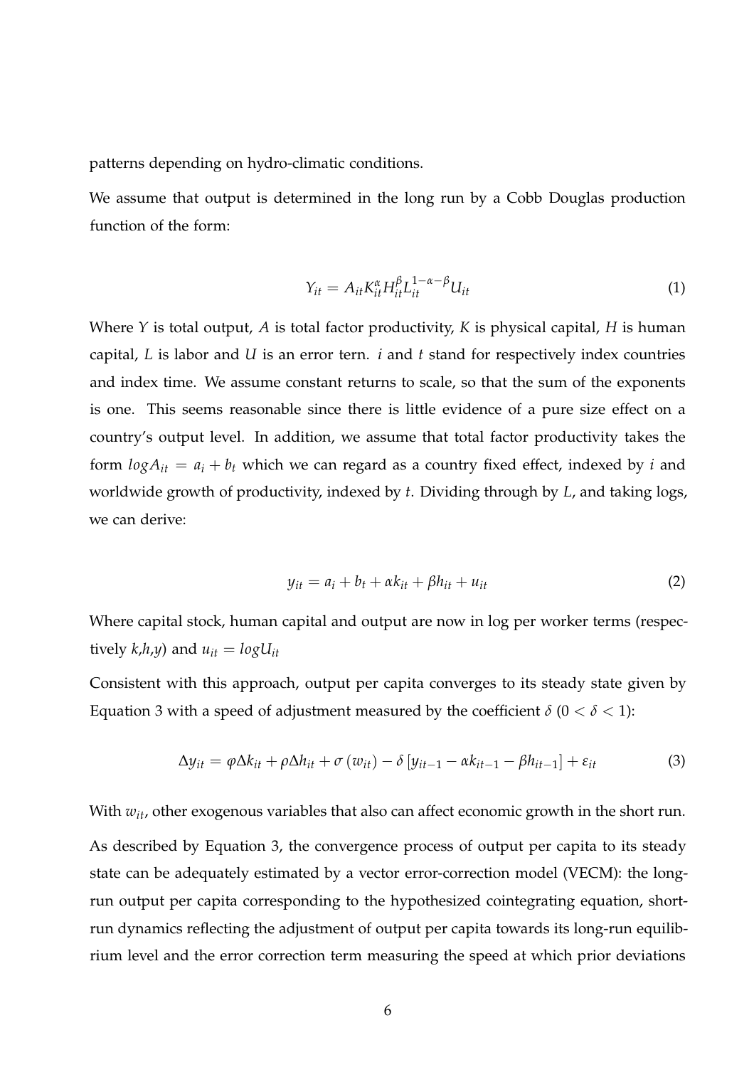patterns depending on hydro-climatic conditions.

We assume that output is determined in the long run by a Cobb Douglas production function of the form:

$$Y_{it} = A_{it} K_{it}^{\alpha} H_{it}^{\beta} L_{it}^{1-\alpha-\beta} U_{it} \tag{1}$$

Where $Y$ is total output, $A$ is total factor productivity, $K$ is physical capital, $H$ is human capital, $L$ is labor and $U$ is an error tern. $i$ and $t$ stand for respectively index countries and index time. We assume constant returns to scale, so that the sum of the exponents is one. This seems reasonable since there is little evidence of a pure size effect on a country's output level. In addition, we assume that total factor productivity takes the form $log A_{it} = a_i + b_t$ which we can regard as a country fixed effect, indexed by $i$ and worldwide growth of productivity, indexed by $t$. Dividing through by $L$, and taking logs, we can derive:

$$y_{it} = a_i + b_t + \alpha k_{it} + \beta h_{it} + u_{it} \tag{2}$$

Where capital stock, human capital and output are now in log per worker terms (respectively $k$,$h$,$y$) and $u_{it} = log U_{it}$

Consistent with this approach, output per capita converges to its steady state given by Equation 3 with a speed of adjustment measured by the coefficient $\delta$ ($0 < \delta < 1$):

$$\Delta y_{it} = \varphi \Delta k_{it} + \rho \Delta h_{it} + \sigma (w_{it}) - \delta [y_{it-1} - \alpha k_{it-1} - \beta h_{it-1}] + \varepsilon_{it} \tag{3}$$

With $w_{it}$, other exogenous variables that also can affect economic growth in the short run.

As described by Equation 3, the convergence process of output per capita to its steady state can be adequately estimated by a vector error-correction model (VECM): the long-run output per capita corresponding to the hypothesized cointegrating equation, short-run dynamics reflecting the adjustment of output per capita towards its long-run equilibrium level and the error correction term measuring the speed at which prior deviations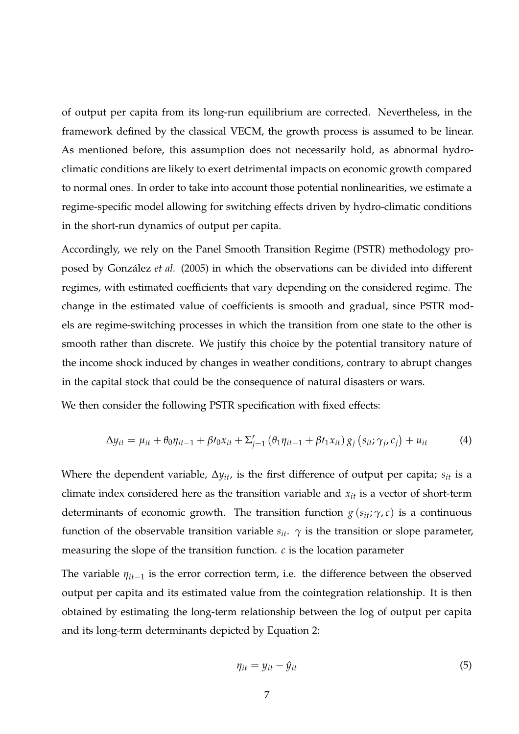of output per capita from its long-run equilibrium are corrected. Nevertheless, in the framework defined by the classical VECM, the growth process is assumed to be linear. As mentioned before, this assumption does not necessarily hold, as abnormal hydro-climatic conditions are likely to exert detrimental impacts on economic growth compared to normal ones. In order to take into account those potential nonlinearities, we estimate a regime-specific model allowing for switching effects driven by hydro-climatic conditions in the short-run dynamics of output per capita.

Accordingly, we rely on the Panel Smooth Transition Regime (PSTR) methodology proposed by González *et al.* (2005) in which the observations can be divided into different regimes, with estimated coefficients that vary depending on the considered regime. The change in the estimated value of coefficients is smooth and gradual, since PSTR models are regime-switching processes in which the transition from one state to the other is smooth rather than discrete. We justify this choice by the potential transitory nature of the income shock induced by changes in weather conditions, contrary to abrupt changes in the capital stock that could be the consequence of natural disasters or wars.

We then consider the following PSTR specification with fixed effects:

$$\Delta y_{it} = \mu_{it} + \theta_0 \eta_{it-1} + \beta\prime_0 x_{it} + \Sigma_{j=1}^{r} \left( \theta_1 \eta_{it-1} + \beta\prime_1 x_{it} \right) g_j \left( s_{it}; \gamma_j, c_j \right) + u_{it} \tag{4}$$

Where the dependent variable, $\Delta y_{it}$, is the first difference of output per capita; $s_{it}$ is a climate index considered here as the transition variable and $x_{it}$ is a vector of short-term determinants of economic growth. The transition function $g\left(s_{it}; \gamma, c\right)$ is a continuous function of the observable transition variable $s_{it}$. $\gamma$ is the transition or slope parameter, measuring the slope of the transition function. $c$ is the location parameter

The variable $\eta_{it-1}$ is the error correction term, i.e. the difference between the observed output per capita and its estimated value from the cointegration relationship. It is then obtained by estimating the long-term relationship between the log of output per capita and its long-term determinants depicted by Equation 2:

$$\eta_{it} = y_{it} - \hat{y}_{it} \tag{5}$$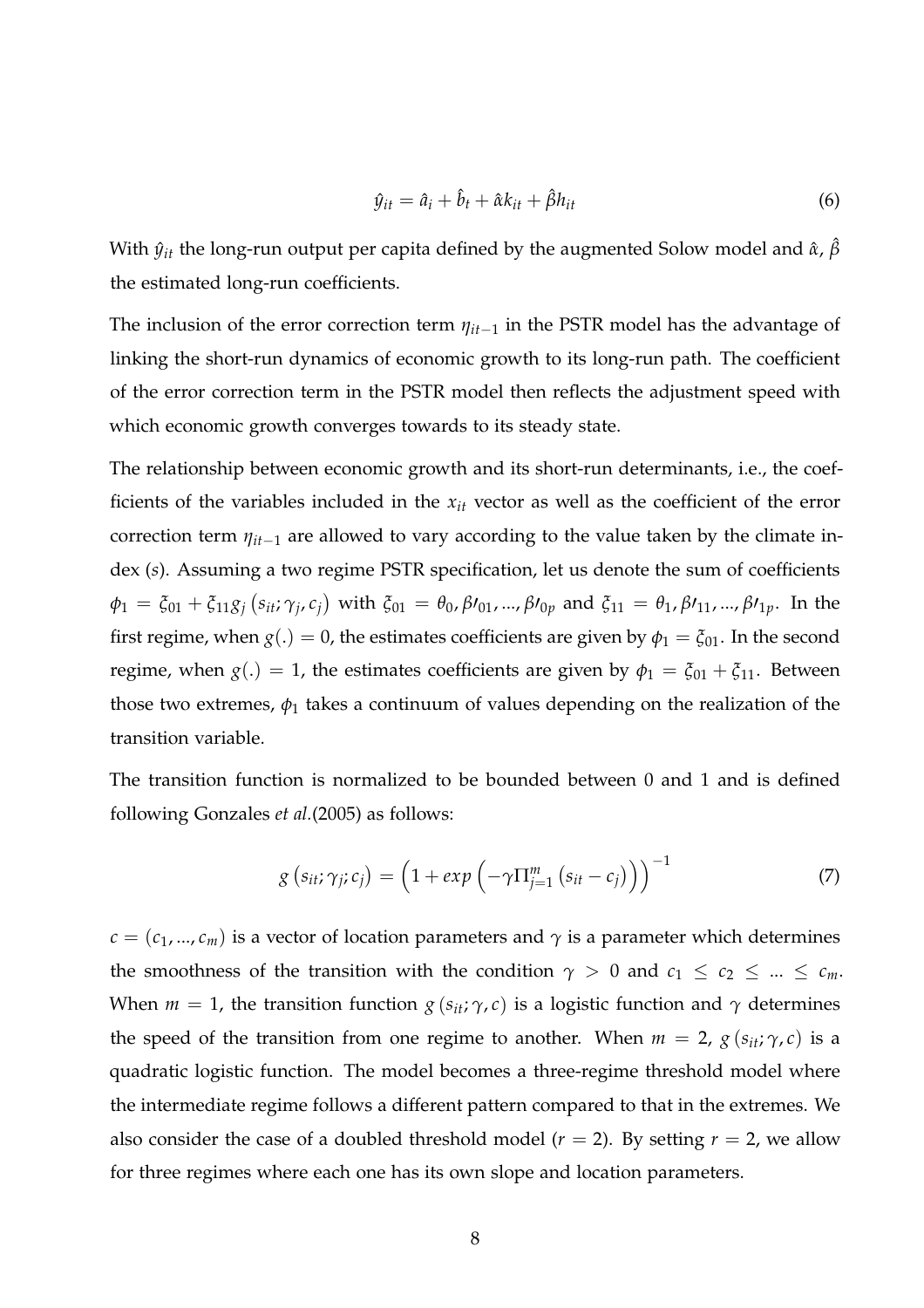$$\hat{y}_{it} = \hat{a}_i + \hat{b}_t + \hat{\alpha} k_{it} + \hat{\beta} h_{it} \tag{6}$$

With $\hat{y}_{it}$ the long-run output per capita defined by the augmented Solow model and $\hat{\alpha}$, $\hat{\beta}$ the estimated long-run coefficients.

The inclusion of the error correction term $\eta_{it-1}$ in the PSTR model has the advantage of linking the short-run dynamics of economic growth to its long-run path. The coefficient of the error correction term in the PSTR model then reflects the adjustment speed with which economic growth converges towards to its steady state.

The relationship between economic growth and its short-run determinants, i.e., the coefficients of the variables included in the $x_{it}$ vector as well as the coefficient of the error correction term $\eta_{it-1}$ are allowed to vary according to the value taken by the climate index ($s$). Assuming a two regime PSTR specification, let us denote the sum of coefficients $\phi_1 = \xi_{01} + \xi_{11} g_j \left(s_{it}; \gamma_j, c_j\right)$ with $\xi_{01} = \theta_0, \beta\prime_{01}, ..., \beta\prime_{0p}$ and $\xi_{11} = \theta_1, \beta\prime_{11}, ..., \beta\prime_{1p}$. In the first regime, when $g(.) = 0$, the estimates coefficients are given by $\phi_1 = \xi_{01}$. In the second regime, when $g(.) = 1$, the estimates coefficients are given by $\phi_1 = \xi_{01} + \xi_{11}$. Between those two extremes, $\phi_1$ takes a continuum of values depending on the realization of the transition variable.

The transition function is normalized to be bounded between 0 and 1 and is defined following Gonzales *et al.*(2005) as follows:

$$g\left(s_{it}; \gamma_j; c_j\right) = \left(1 + exp\left(-\gamma \Pi_{j=1}^{m}\left(s_{it} - c_j\right)\right)\right)^{-1} \tag{7}$$

$c = (c_1, ..., c_m)$ is a vector of location parameters and $\gamma$ is a parameter which determines the smoothness of the transition with the condition $\gamma > 0$ and $c_1 \leq c_2 \leq ... \leq c_m$. When $m = 1$, the transition function $g\left(s_{it}; \gamma, c\right)$ is a logistic function and $\gamma$ determines the speed of the transition from one regime to another. When $m = 2$, $g\left(s_{it}; \gamma, c\right)$ is a quadratic logistic function. The model becomes a three-regime threshold model where the intermediate regime follows a different pattern compared to that in the extremes. We also consider the case of a doubled threshold model ($r = 2$). By setting $r = 2$, we allow for three regimes where each one has its own slope and location parameters.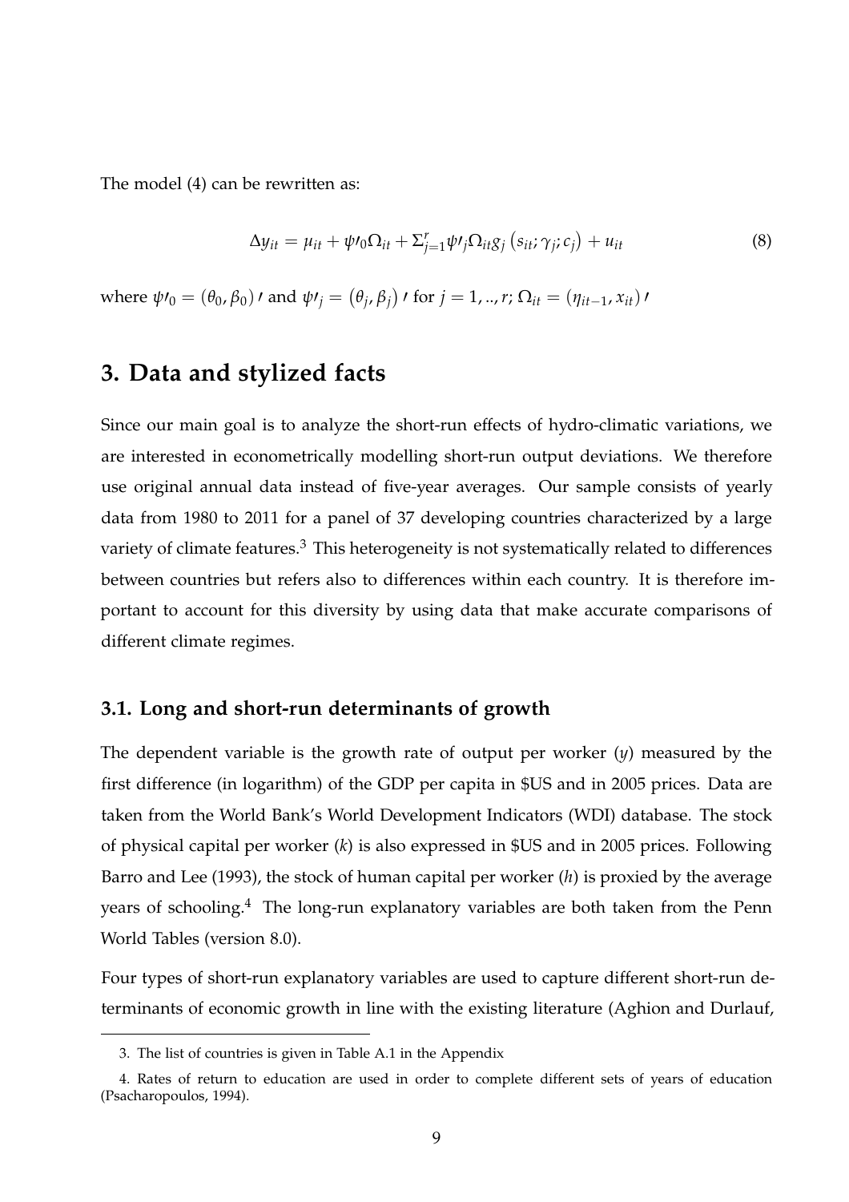The model (4) can be rewritten as:

$$\Delta y_{it} = \mu_{it} + \psi\prime_0 \Omega_{it} + \Sigma_{j=1}^{r} \psi\prime_j \Omega_{it} g_j \left(s_{it}; \gamma_j; c_j\right) + u_{it} \tag{8}$$

where $\psi\prime_0 = (\theta_0, \beta_0)\prime$ and $\psi\prime_j = \left(\theta_j, \beta_j\right)\prime$ for $j = 1, .., r$; $\Omega_{it} = (\eta_{it-1}, x_{it})\prime$

# 3. Data and stylized facts

Since our main goal is to analyze the short-run effects of hydro-climatic variations, we are interested in econometrically modelling short-run output deviations. We therefore use original annual data instead of five-year averages. Our sample consists of yearly data from 1980 to 2011 for a panel of 37 developing countries characterized by a large variety of climate features.[3] This heterogeneity is not systematically related to differences between countries but refers also to differences within each country. It is therefore important to account for this diversity by using data that make accurate comparisons of different climate regimes.

## 3.1. Long and short-run determinants of growth

The dependent variable is the growth rate of output per worker ($y$) measured by the first difference (in logarithm) of the GDP per capita in \$US and in 2005 prices. Data are taken from the World Bank's World Development Indicators (WDI) database. The stock of physical capital per worker ($k$) is also expressed in \$US and in 2005 prices. Following Barro and Lee (1993), the stock of human capital per worker ($h$) is proxied by the average years of schooling.[4] The long-run explanatory variables are both taken from the Penn World Tables (version 8.0).

Four types of short-run explanatory variables are used to capture different short-run determinants of economic growth in line with the existing literature (Aghion and Durlauf,

---

3. The list of countries is given in Table A.1 in the Appendix

4. Rates of return to education are used in order to complete different sets of years of education (Psacharopoulos, 1994).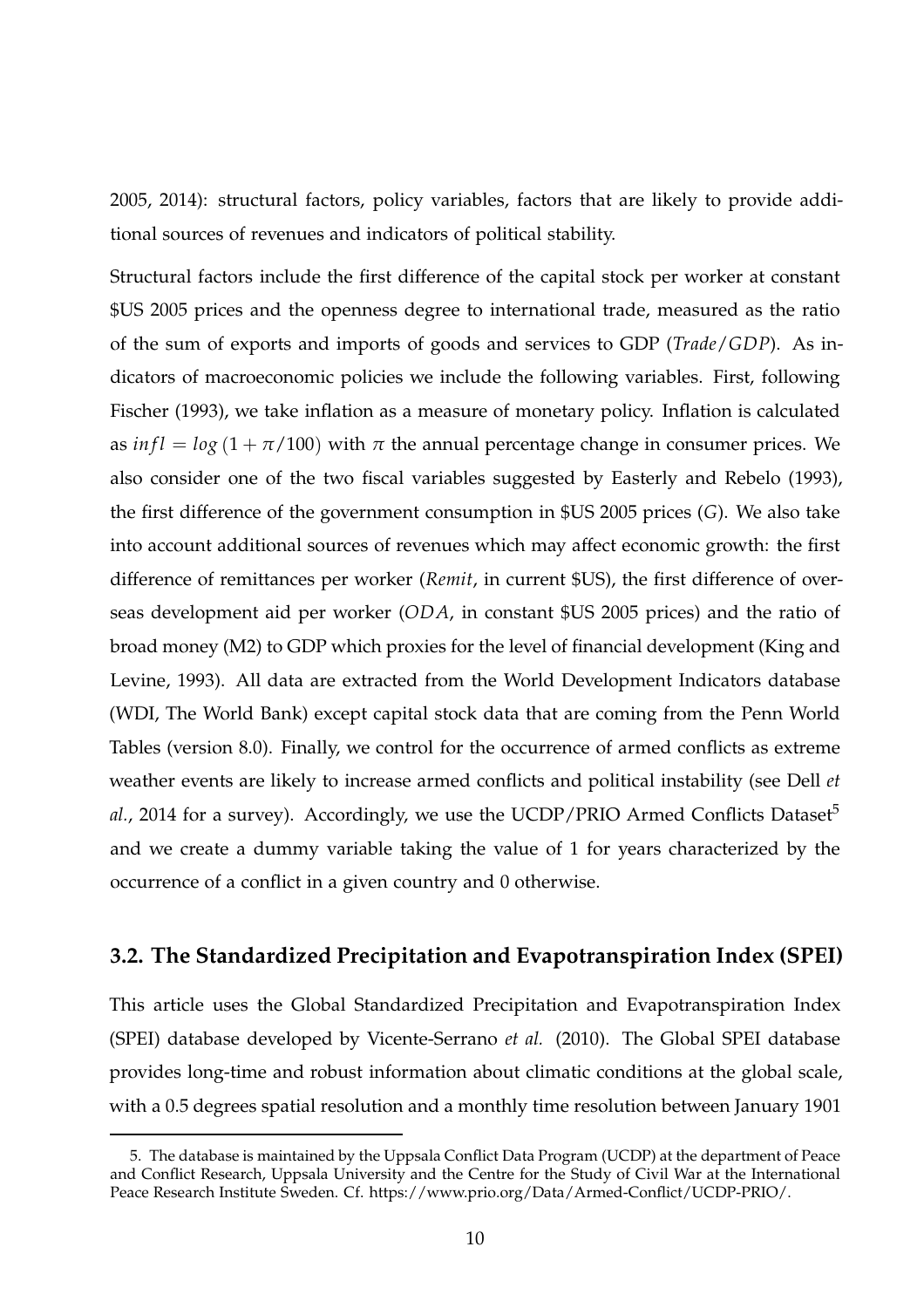2005, 2014): structural factors, policy variables, factors that are likely to provide additional sources of revenues and indicators of political stability.

Structural factors include the first difference of the capital stock per worker at constant \$US 2005 prices and the openness degree to international trade, measured as the ratio of the sum of exports and imports of goods and services to GDP (*Trade/GDP*). As indicators of macroeconomic policies we include the following variables. First, following Fischer (1993), we take inflation as a measure of monetary policy. Inflation is calculated as $infl = log\,(1 + \pi/100)$ with $\pi$ the annual percentage change in consumer prices. We also consider one of the two fiscal variables suggested by Easterly and Rebelo (1993), the first difference of the government consumption in \$US 2005 prices ($G$). We also take into account additional sources of revenues which may affect economic growth: the first difference of remittances per worker (*Remit*, in current \$US), the first difference of overseas development aid per worker (*ODA*, in constant \$US 2005 prices) and the ratio of broad money (M2) to GDP which proxies for the level of financial development (King and Levine, 1993). All data are extracted from the World Development Indicators database (WDI, The World Bank) except capital stock data that are coming from the Penn World Tables (version 8.0). Finally, we control for the occurrence of armed conflicts as extreme weather events are likely to increase armed conflicts and political instability (see Dell *et al.*, 2014 for a survey). Accordingly, we use the UCDP/PRIO Armed Conflicts Dataset[5] and we create a dummy variable taking the value of 1 for years characterized by the occurrence of a conflict in a given country and 0 otherwise.

### 3.2. The Standardized Precipitation and Evapotranspiration Index (SPEI)

This article uses the Global Standardized Precipitation and Evapotranspiration Index (SPEI) database developed by Vicente-Serrano *et al.* (2010). The Global SPEI database provides long-time and robust information about climatic conditions at the global scale, with a 0.5 degrees spatial resolution and a monthly time resolution between January 1901

5. The database is maintained by the Uppsala Conflict Data Program (UCDP) at the department of Peace and Conflict Research, Uppsala University and the Centre for the Study of Civil War at the International Peace Research Institute Sweden. Cf. https://www.prio.org/Data/Armed-Conflict/UCDP-PRIO/.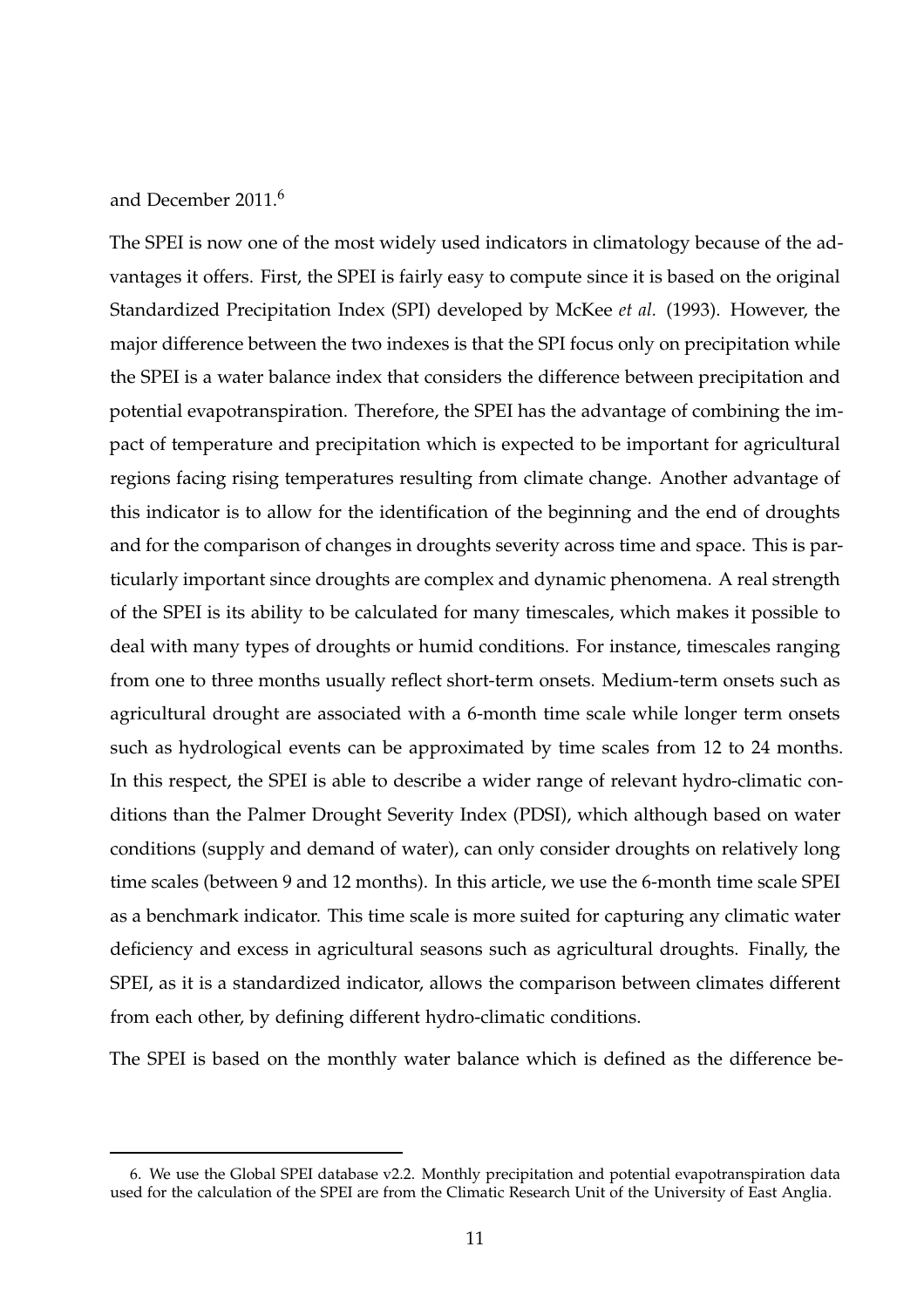and December 2011.[6]

The SPEI is now one of the most widely used indicators in climatology because of the advantages it offers. First, the SPEI is fairly easy to compute since it is based on the original Standardized Precipitation Index (SPI) developed by McKee *et al.* (1993). However, the major difference between the two indexes is that the SPI focus only on precipitation while the SPEI is a water balance index that considers the difference between precipitation and potential evapotranspiration. Therefore, the SPEI has the advantage of combining the impact of temperature and precipitation which is expected to be important for agricultural regions facing rising temperatures resulting from climate change. Another advantage of this indicator is to allow for the identification of the beginning and the end of droughts and for the comparison of changes in droughts severity across time and space. This is particularly important since droughts are complex and dynamic phenomena. A real strength of the SPEI is its ability to be calculated for many timescales, which makes it possible to deal with many types of droughts or humid conditions. For instance, timescales ranging from one to three months usually reflect short-term onsets. Medium-term onsets such as agricultural drought are associated with a 6-month time scale while longer term onsets such as hydrological events can be approximated by time scales from 12 to 24 months. In this respect, the SPEI is able to describe a wider range of relevant hydro-climatic conditions than the Palmer Drought Severity Index (PDSI), which although based on water conditions (supply and demand of water), can only consider droughts on relatively long time scales (between 9 and 12 months). In this article, we use the 6-month time scale SPEI as a benchmark indicator. This time scale is more suited for capturing any climatic water deficiency and excess in agricultural seasons such as agricultural droughts. Finally, the SPEI, as it is a standardized indicator, allows the comparison between climates different from each other, by defining different hydro-climatic conditions.

The SPEI is based on the monthly water balance which is defined as the difference be-

---

6. We use the Global SPEI database v2.2. Monthly precipitation and potential evapotranspiration data used for the calculation of the SPEI are from the Climatic Research Unit of the University of East Anglia.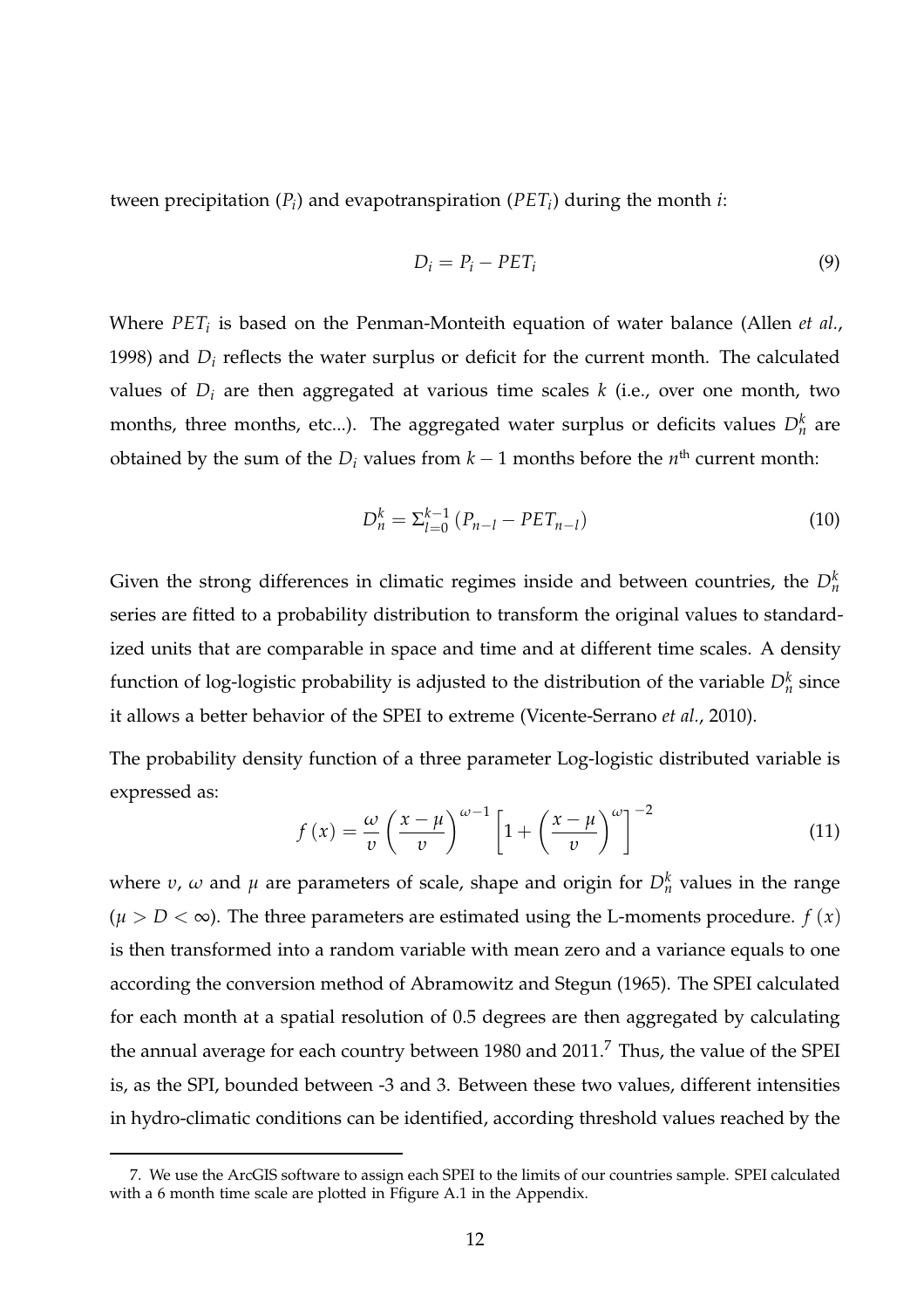tween precipitation ($P_i$) and evapotranspiration ($PET_i$) during the month $i$:

$$D_i = P_i - PET_i \tag{9}$$

Where $PET_i$ is based on the Penman-Monteith equation of water balance (Allen *et al.*, 1998) and $D_i$ reflects the water surplus or deficit for the current month. The calculated values of $D_i$ are then aggregated at various time scales $k$ (i.e., over one month, two months, three months, etc...). The aggregated water surplus or deficits values $D_n^k$ are obtained by the sum of the $D_i$ values from $k-1$ months before the $n^{\text{th}}$ current month:

$$D_n^k = \Sigma_{l=0}^{k-1} \left(P_{n-l} - PET_{n-l}\right) \tag{10}$$

Given the strong differences in climatic regimes inside and between countries, the $D_n^k$ series are fitted to a probability distribution to transform the original values to standardized units that are comparable in space and time and at different time scales. A density function of log-logistic probability is adjusted to the distribution of the variable $D_n^k$ since it allows a better behavior of the SPEI to extreme (Vicente-Serrano *et al.*, 2010).

The probability density function of a three parameter Log-logistic distributed variable is expressed as:

$$f\left(x\right) = \frac{\omega}{\upsilon}\left(\frac{x-\mu}{\upsilon}\right)^{\omega-1}\left[1+\left(\frac{x-\mu}{\upsilon}\right)^{\omega}\right]^{-2} \tag{11}$$

where $\upsilon$, $\omega$ and $\mu$ are parameters of scale, shape and origin for $D_n^k$ values in the range $(\mu > D < \infty)$. The three parameters are estimated using the L-moments procedure. $f\left(x\right)$ is then transformed into a random variable with mean zero and a variance equals to one according the conversion method of Abramowitz and Stegun (1965). The SPEI calculated for each month at a spatial resolution of 0.5 degrees are then aggregated by calculating the annual average for each country between 1980 and 2011.[7] Thus, the value of the SPEI is, as the SPI, bounded between -3 and 3. Between these two values, different intensities in hydro-climatic conditions can be identified, according threshold values reached by the

---

7. We use the ArcGIS software to assign each SPEI to the limits of our countries sample. SPEI calculated with a 6 month time scale are plotted in Ffigure A.1 in the Appendix.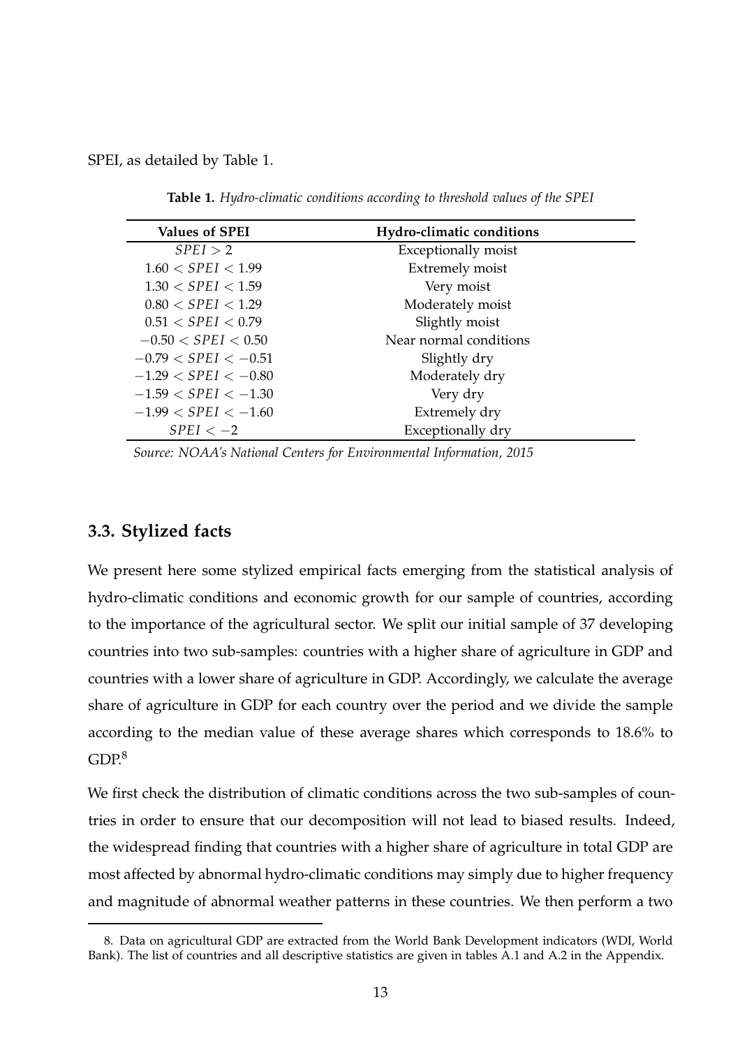SPEI, as detailed by Table 1.

**Table 1.** *Hydro-climatic conditions according to threshold values of the SPEI*

| Values of SPEI | Hydro-climatic conditions |
|---|---|
| $SPEI > 2$ | Exceptionally moist |
| $1.60 < SPEI < 1.99$ | Extremely moist |
| $1.30 < SPEI < 1.59$ | Very moist |
| $0.80 < SPEI < 1.29$ | Moderately moist |
| $0.51 < SPEI < 0.79$ | Slightly moist |
| $-0.50 < SPEI < 0.50$ | Near normal conditions |
| $-0.79 < SPEI < -0.51$ | Slightly dry |
| $-1.29 < SPEI < -0.80$ | Moderately dry |
| $-1.59 < SPEI < -1.30$ | Very dry |
| $-1.99 < SPEI < -1.60$ | Extremely dry |
| $SPEI < -2$ | Exceptionally dry |

*Source: NOAA's National Centers for Environmental Information, 2015*

### 3.3. Stylized facts

We present here some stylized empirical facts emerging from the statistical analysis of hydro-climatic conditions and economic growth for our sample of countries, according to the importance of the agricultural sector. We split our initial sample of 37 developing countries into two sub-samples: countries with a higher share of agriculture in GDP and countries with a lower share of agriculture in GDP. Accordingly, we calculate the average share of agriculture in GDP for each country over the period and we divide the sample according to the median value of these average shares which corresponds to 18.6% to GDP.[8]

We first check the distribution of climatic conditions across the two sub-samples of countries in order to ensure that our decomposition will not lead to biased results. Indeed, the widespread finding that countries with a higher share of agriculture in total GDP are most affected by abnormal hydro-climatic conditions may simply due to higher frequency and magnitude of abnormal weather patterns in these countries. We then perform a two

8. Data on agricultural GDP are extracted from the World Bank Development indicators (WDI, World Bank). The list of countries and all descriptive statistics are given in tables A.1 and A.2 in the Appendix.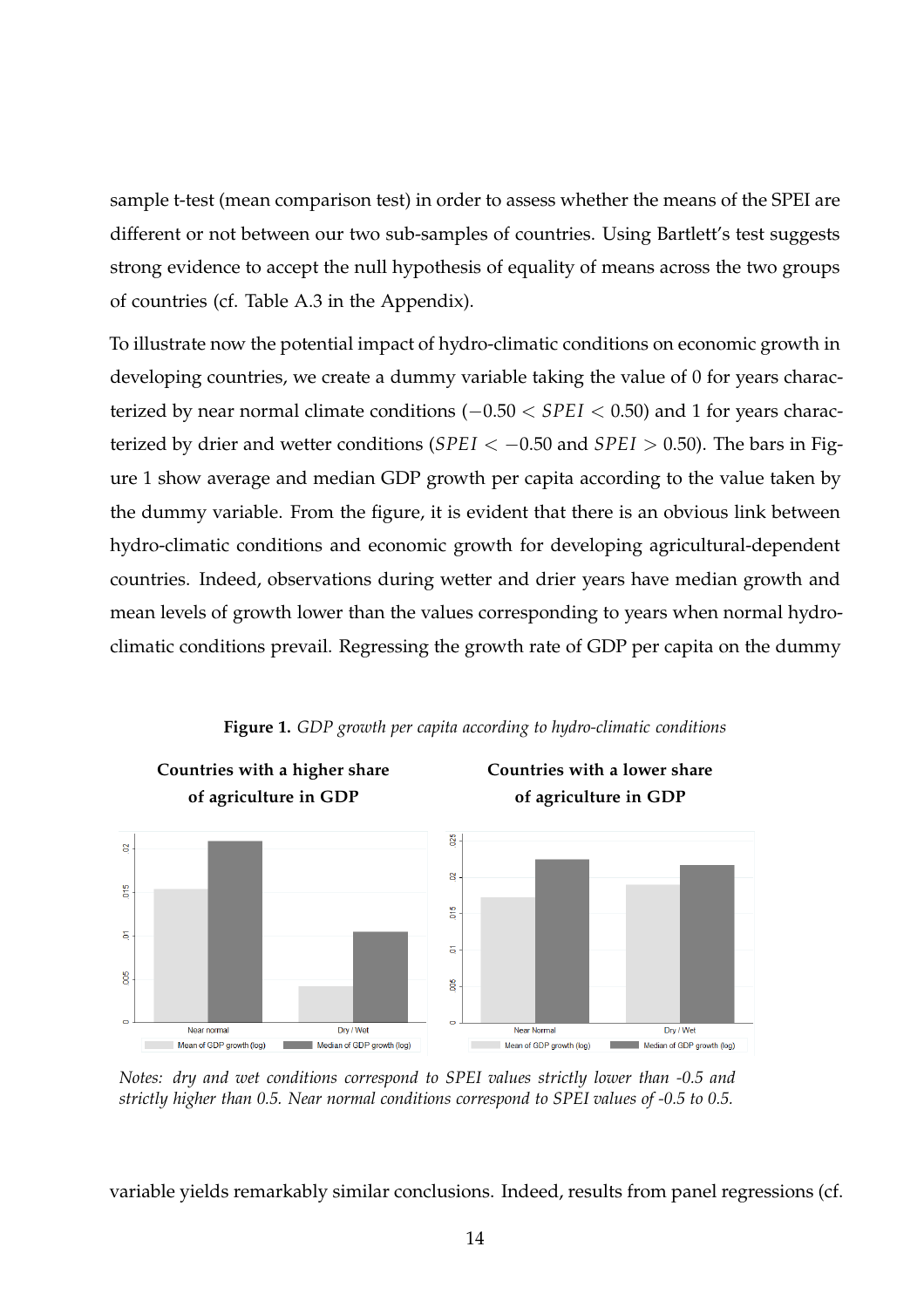sample t-test (mean comparison test) in order to assess whether the means of the SPEI are different or not between our two sub-samples of countries. Using Bartlett's test suggests strong evidence to accept the null hypothesis of equality of means across the two groups of countries (cf. Table A.3 in the Appendix).

To illustrate now the potential impact of hydro-climatic conditions on economic growth in developing countries, we create a dummy variable taking the value of 0 for years characterized by near normal climate conditions ($-0.50 < SPEI < 0.50$) and 1 for years characterized by drier and wetter conditions ($SPEI < -0.50$ and $SPEI > 0.50$). The bars in Figure 1 show average and median GDP growth per capita according to the value taken by the dummy variable. From the figure, it is evident that there is an obvious link between hydro-climatic conditions and economic growth for developing agricultural-dependent countries. Indeed, observations during wetter and drier years have median growth and mean levels of growth lower than the values corresponding to years when normal hydro-climatic conditions prevail. Regressing the growth rate of GDP per capita on the dummy

**Figure 1.** *GDP growth per capita according to hydro-climatic conditions*

**Countries with a higher share of agriculture in GDP** | **Countries with a lower share of agriculture in GDP**

*Notes: dry and wet conditions correspond to SPEI values strictly lower than -0.5 and strictly higher than 0.5. Near normal conditions correspond to SPEI values of -0.5 to 0.5.*

variable yields remarkably similar conclusions. Indeed, results from panel regressions (cf.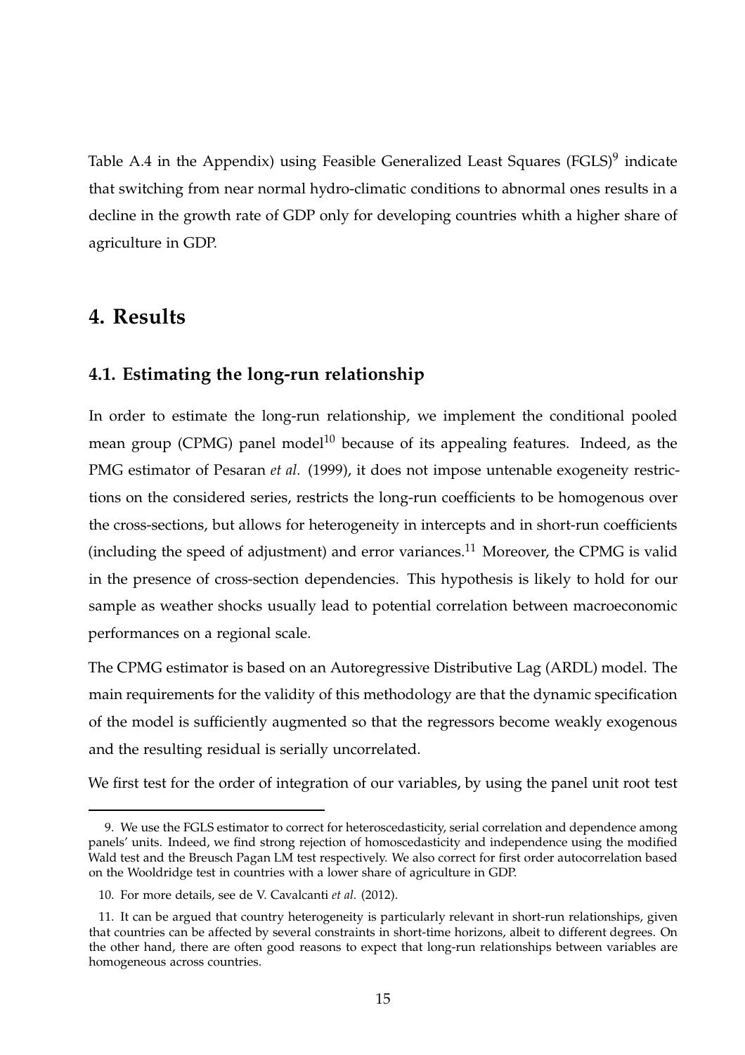Table A.4 in the Appendix) using Feasible Generalized Least Squares (FGLS)[9] indicate that switching from near normal hydro-climatic conditions to abnormal ones results in a decline in the growth rate of GDP only for developing countries whith a higher share of agriculture in GDP.

# 4. Results

## 4.1. Estimating the long-run relationship

In order to estimate the long-run relationship, we implement the conditional pooled mean group (CPMG) panel model[10] because of its appealing features. Indeed, as the PMG estimator of Pesaran *et al.* (1999), it does not impose untenable exogeneity restrictions on the considered series, restricts the long-run coefficients to be homogenous over the cross-sections, but allows for heterogeneity in intercepts and in short-run coefficients (including the speed of adjustment) and error variances.[11] Moreover, the CPMG is valid in the presence of cross-section dependencies. This hypothesis is likely to hold for our sample as weather shocks usually lead to potential correlation between macroeconomic performances on a regional scale.

The CPMG estimator is based on an Autoregressive Distributive Lag (ARDL) model. The main requirements for the validity of this methodology are that the dynamic specification of the model is sufficiently augmented so that the regressors become weakly exogenous and the resulting residual is serially uncorrelated.

We first test for the order of integration of our variables, by using the panel unit root test

---

9. We use the FGLS estimator to correct for heteroscedasticity, serial correlation and dependence among panels' units. Indeed, we find strong rejection of homoscedasticity and independence using the modified Wald test and the Breusch Pagan LM test respectively. We also correct for first order autocorrelation based on the Wooldridge test in countries with a lower share of agriculture in GDP.

10. For more details, see de V. Cavalcanti *et al.* (2012).

11. It can be argued that country heterogeneity is particularly relevant in short-run relationships, given that countries can be affected by several constraints in short-time horizons, albeit to different degrees. On the other hand, there are often good reasons to expect that long-run relationships between variables are homogeneous across countries.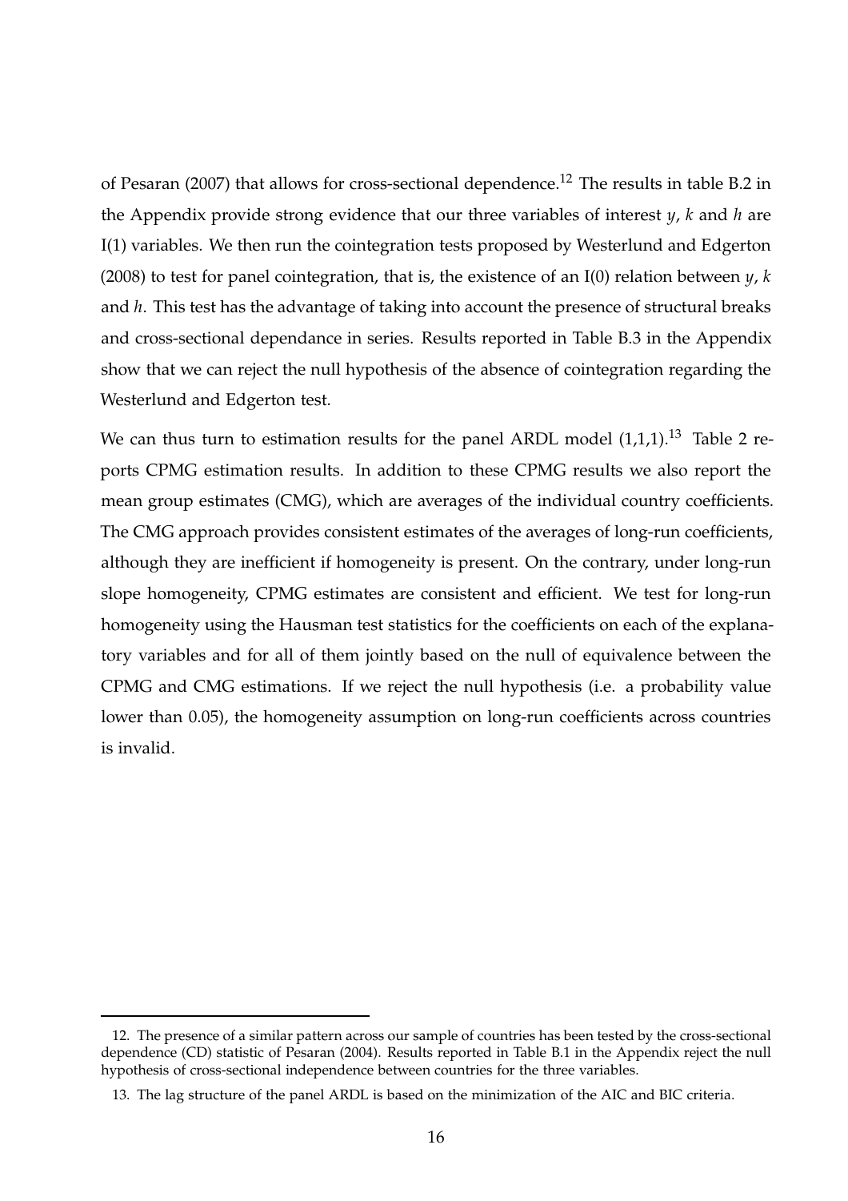of Pesaran (2007) that allows for cross-sectional dependence.[12] The results in table B.2 in the Appendix provide strong evidence that our three variables of interest $y$, $k$ and $h$ are I(1) variables. We then run the cointegration tests proposed by Westerlund and Edgerton (2008) to test for panel cointegration, that is, the existence of an I(0) relation between $y$, $k$ and $h$. This test has the advantage of taking into account the presence of structural breaks and cross-sectional dependance in series. Results reported in Table B.3 in the Appendix show that we can reject the null hypothesis of the absence of cointegration regarding the Westerlund and Edgerton test.

We can thus turn to estimation results for the panel ARDL model (1,1,1).[13] Table 2 reports CPMG estimation results. In addition to these CPMG results we also report the mean group estimates (CMG), which are averages of the individual country coefficients. The CMG approach provides consistent estimates of the averages of long-run coefficients, although they are inefficient if homogeneity is present. On the contrary, under long-run slope homogeneity, CPMG estimates are consistent and efficient. We test for long-run homogeneity using the Hausman test statistics for the coefficients on each of the explanatory variables and for all of them jointly based on the null of equivalence between the CPMG and CMG estimations. If we reject the null hypothesis (i.e. a probability value lower than 0.05), the homogeneity assumption on long-run coefficients across countries is invalid.

---

12. The presence of a similar pattern across our sample of countries has been tested by the cross-sectional dependence (CD) statistic of Pesaran (2004). Results reported in Table B.1 in the Appendix reject the null hypothesis of cross-sectional independence between countries for the three variables.

13. The lag structure of the panel ARDL is based on the minimization of the AIC and BIC criteria.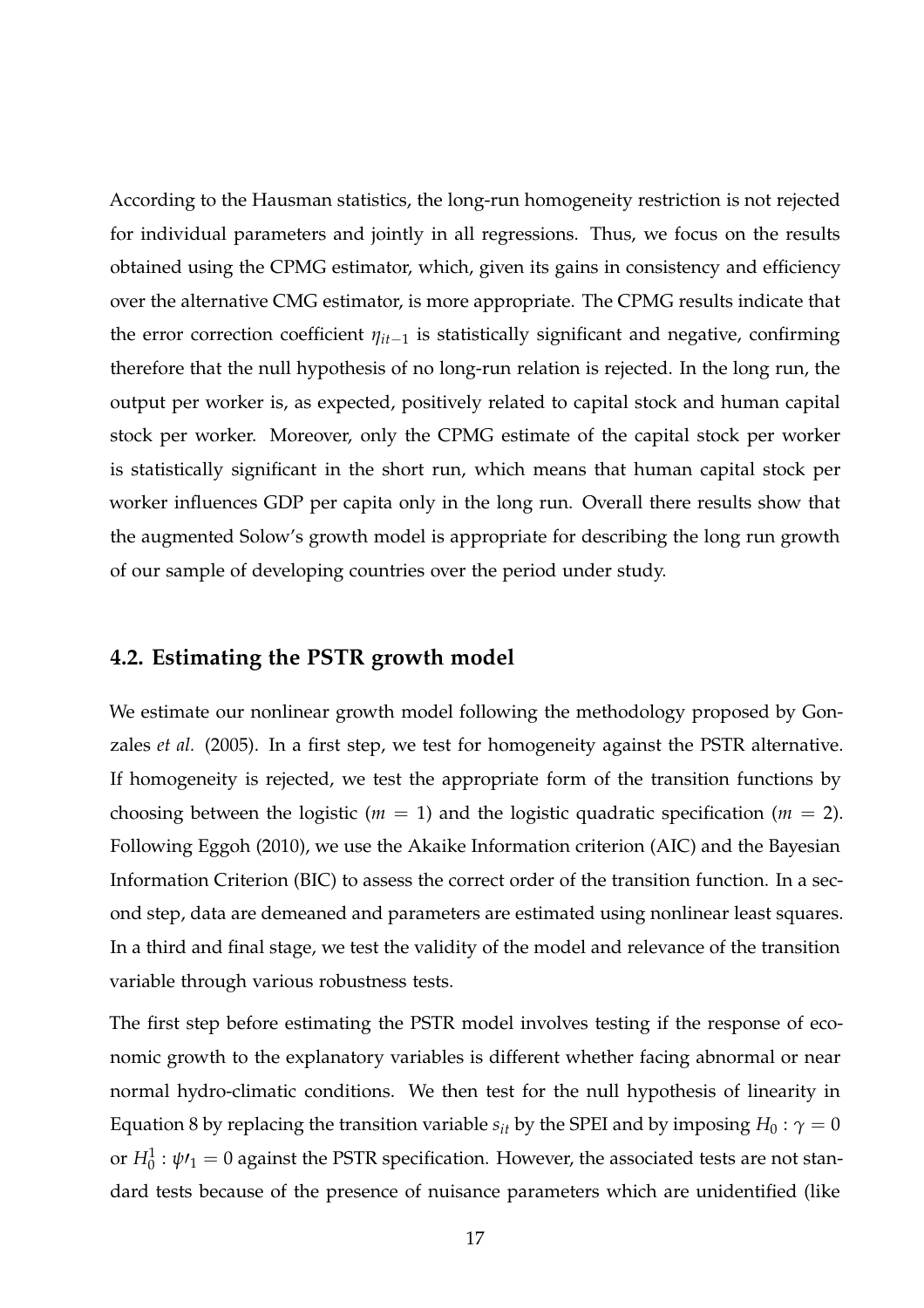According to the Hausman statistics, the long-run homogeneity restriction is not rejected for individual parameters and jointly in all regressions. Thus, we focus on the results obtained using the CPMG estimator, which, given its gains in consistency and efficiency over the alternative CMG estimator, is more appropriate. The CPMG results indicate that the error correction coefficient $\eta_{it-1}$ is statistically significant and negative, confirming therefore that the null hypothesis of no long-run relation is rejected. In the long run, the output per worker is, as expected, positively related to capital stock and human capital stock per worker. Moreover, only the CPMG estimate of the capital stock per worker is statistically significant in the short run, which means that human capital stock per worker influences GDP per capita only in the long run. Overall there results show that the augmented Solow's growth model is appropriate for describing the long run growth of our sample of developing countries over the period under study.

## 4.2. Estimating the PSTR growth model

We estimate our nonlinear growth model following the methodology proposed by Gonzales *et al.* (2005). In a first step, we test for homogeneity against the PSTR alternative. If homogeneity is rejected, we test the appropriate form of the transition functions by choosing between the logistic ($m = 1$) and the logistic quadratic specification ($m = 2$). Following Eggoh (2010), we use the Akaike Information criterion (AIC) and the Bayesian Information Criterion (BIC) to assess the correct order of the transition function. In a second step, data are demeaned and parameters are estimated using nonlinear least squares. In a third and final stage, we test the validity of the model and relevance of the transition variable through various robustness tests.

The first step before estimating the PSTR model involves testing if the response of economic growth to the explanatory variables is different whether facing abnormal or near normal hydro-climatic conditions. We then test for the null hypothesis of linearity in Equation 8 by replacing the transition variable $s_{it}$ by the SPEI and by imposing $H_0 : \gamma = 0$ or $H_0^1 : \psi\prime_1 = 0$ against the PSTR specification. However, the associated tests are not standard tests because of the presence of nuisance parameters which are unidentified (like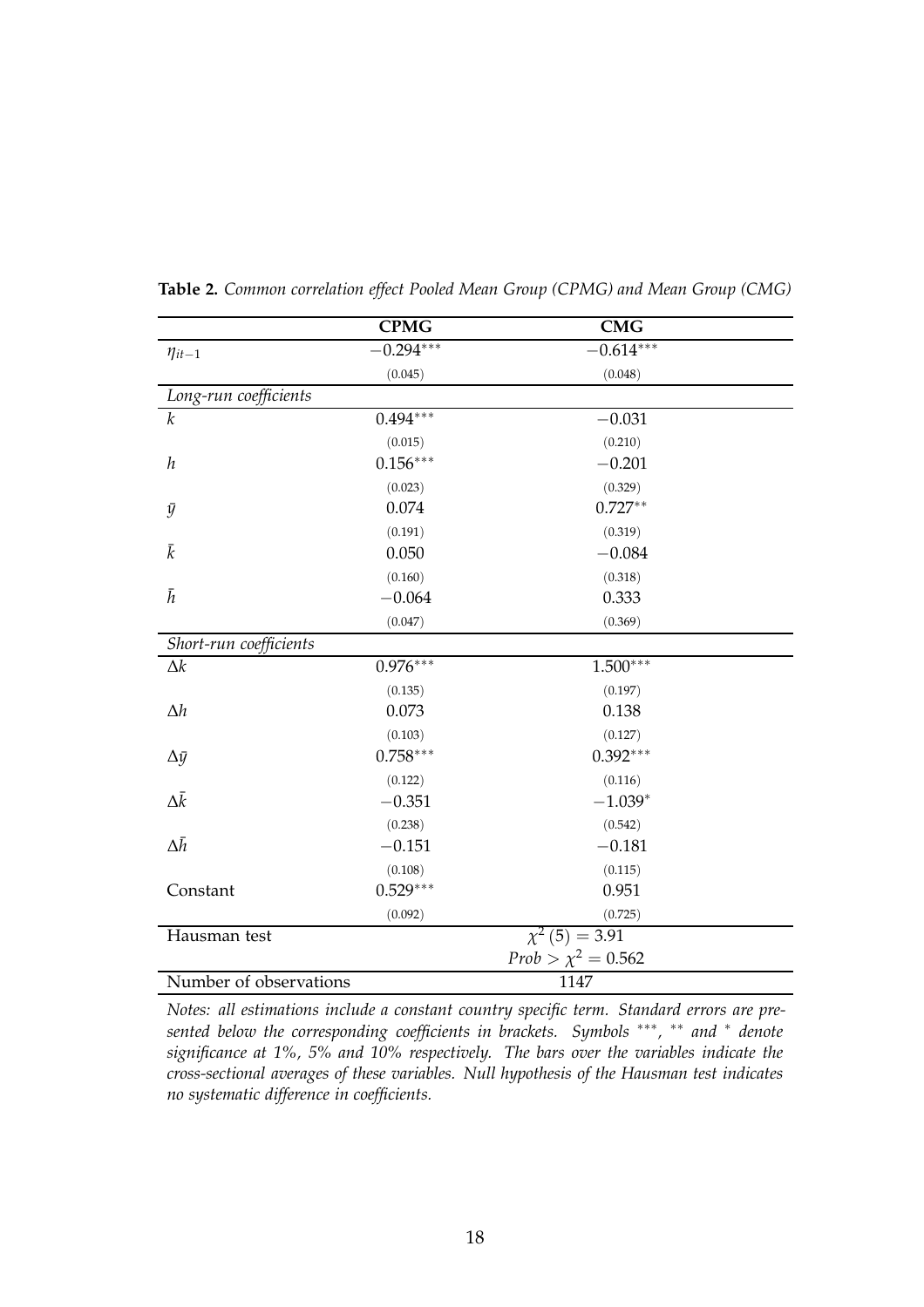**Table 2.** *Common correlation effect Pooled Mean Group (CPMG) and Mean Group (CMG)*

| | **CPMG** | **CMG** |
|---|---|---|
| $\eta_{it-1}$ | $-0.294^{***}$ | $-0.614^{***}$ |
| | (0.045) | (0.048) |
| *Long-run coefficients* | | |
| $k$ | $0.494^{***}$ | $-0.031$ |
| | (0.015) | (0.210) |
| $h$ | $0.156^{***}$ | $-0.201$ |
| | (0.023) | (0.329) |
| $\bar{y}$ | 0.074 | $0.727^{**}$ |
| | (0.191) | (0.319) |
| $\bar{k}$ | 0.050 | $-0.084$ |
| | (0.160) | (0.318) |
| $\bar{h}$ | $-0.064$ | 0.333 |
| | (0.047) | (0.369) |
| *Short-run coefficients* | | |
| $\Delta k$ | $0.976^{***}$ | $1.500^{***}$ |
| | (0.135) | (0.197) |
| $\Delta h$ | 0.073 | 0.138 |
| | (0.103) | (0.127) |
| $\Delta \bar{y}$ | $0.758^{***}$ | $0.392^{***}$ |
| | (0.122) | (0.116) |
| $\Delta \bar{k}$ | $-0.351$ | $-1.039^{*}$ |
| | (0.238) | (0.542) |
| $\Delta \bar{h}$ | $-0.151$ | $-0.181$ |
| | (0.108) | (0.115) |
| Constant | $0.529^{***}$ | 0.951 |
| | (0.092) | (0.725) |
| Hausman test | $\chi^2(5) = 3.91$ | |
| | $Prob > \chi^2 = 0.562$ | |
| Number of observations | 1147 | |

*Notes: all estimations include a constant country specific term. Standard errors are presented below the corresponding coefficients in brackets. Symbols \*\*\*, \*\* and \* denote significance at 1%, 5% and 10% respectively. The bars over the variables indicate the cross-sectional averages of these variables. Null hypothesis of the Hausman test indicates no systematic difference in coefficients.*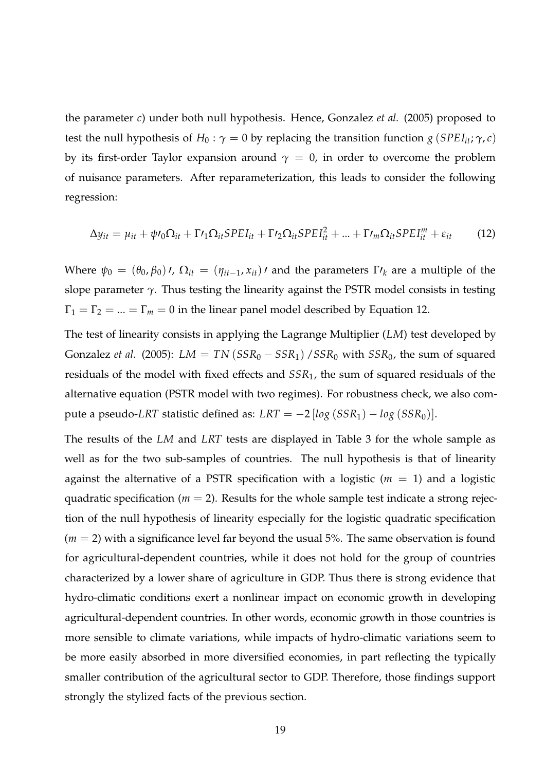the parameter $c$) under both null hypothesis. Hence, Gonzalez *et al.* (2005) proposed to test the null hypothesis of $H_0 : \gamma = 0$ by replacing the transition function $g\left(SPEI_{it};\gamma,c\right)$ by its first-order Taylor expansion around $\gamma = 0$, in order to overcome the problem of nuisance parameters. After reparameterization, this leads to consider the following regression:

$$\Delta y_{it} = \mu_{it} + \psi\prime_0 \Omega_{it} + \Gamma\prime_1 \Omega_{it} SPEI_{it} + \Gamma\prime_2 \Omega_{it} SPEI_{it}^2 + ... + \Gamma\prime_m \Omega_{it} SPEI_{it}^m + \varepsilon_{it} \tag{12}$$

Where $\psi_0 = (\theta_0, \beta_0)\prime$, $\Omega_{it} = (\eta_{it-1}, x_{it})\prime$ and the parameters $\Gamma\prime_k$ are a multiple of the slope parameter $\gamma$. Thus testing the linearity against the PSTR model consists in testing $\Gamma_1 = \Gamma_2 = ... = \Gamma_m = 0$ in the linear panel model described by Equation 12.

The test of linearity consists in applying the Lagrange Multiplier ($LM$) test developed by Gonzalez *et al.* (2005): $LM = TN\left(SSR_0 - SSR_1\right)/SSR_0$ with $SSR_0$, the sum of squared residuals of the model with fixed effects and $SSR_1$, the sum of squared residuals of the alternative equation (PSTR model with two regimes). For robustness check, we also compute a pseudo-$LRT$ statistic defined as: $LRT = -2\left[log\left(SSR_1\right) - log\left(SSR_0\right)\right]$.

The results of the $LM$ and $LRT$ tests are displayed in Table 3 for the whole sample as well as for the two sub-samples of countries. The null hypothesis is that of linearity against the alternative of a PSTR specification with a logistic ($m = 1$) and a logistic quadratic specification ($m = 2$). Results for the whole sample test indicate a strong rejection of the null hypothesis of linearity especially for the logistic quadratic specification ($m = 2$) with a significance level far beyond the usual 5%. The same observation is found for agricultural-dependent countries, while it does not hold for the group of countries characterized by a lower share of agriculture in GDP. Thus there is strong evidence that hydro-climatic conditions exert a nonlinear impact on economic growth in developing agricultural-dependent countries. In other words, economic growth in those countries is more sensible to climate variations, while impacts of hydro-climatic variations seem to be more easily absorbed in more diversified economies, in part reflecting the typically smaller contribution of the agricultural sector to GDP. Therefore, those findings support strongly the stylized facts of the previous section.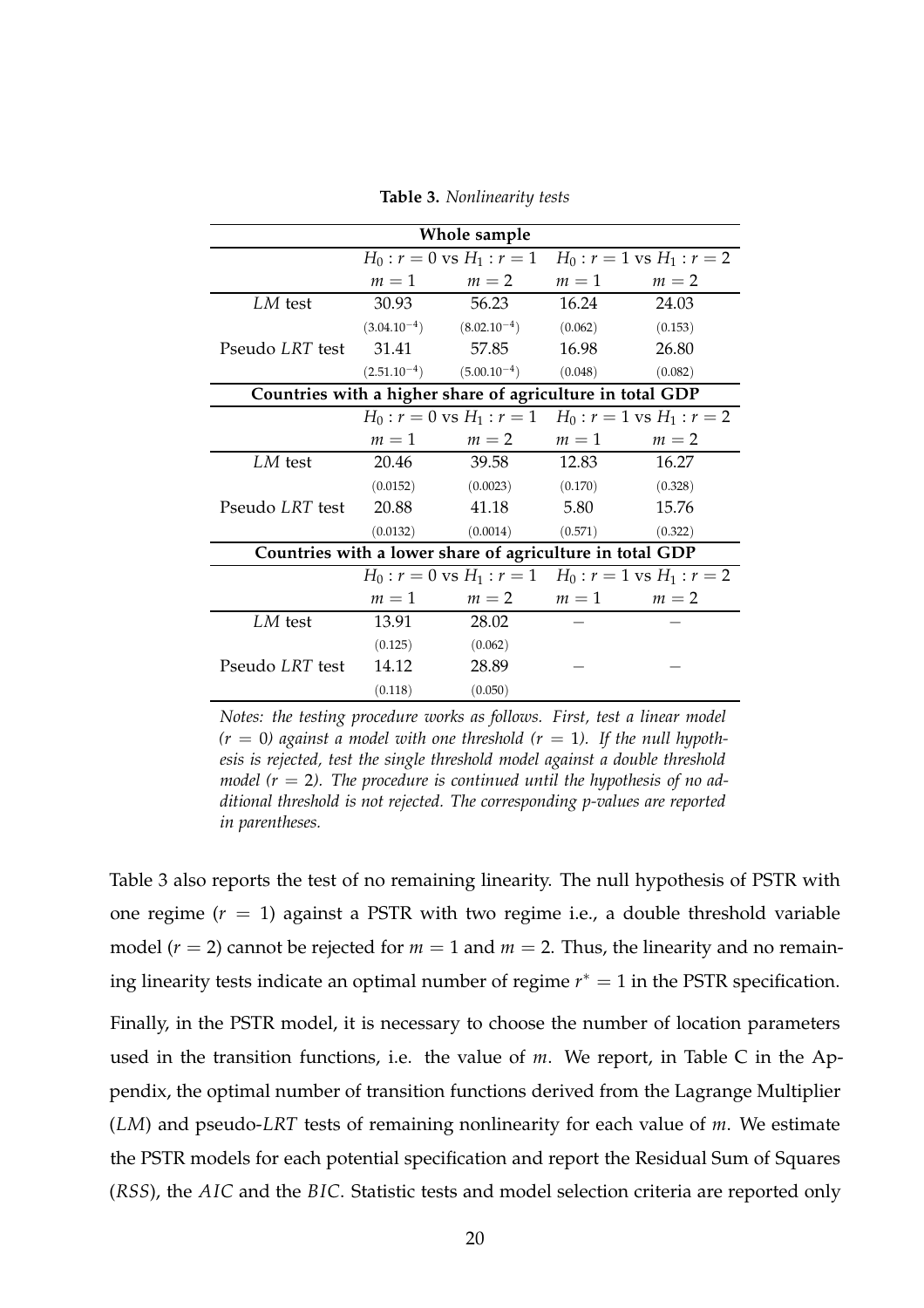**Table 3.** *Nonlinearity tests*

| **Whole sample** | | | | |
|---|---|---|---|---|
| | $H_0: r=0$ vs $H_1: r=1$ | | $H_0: r=1$ vs $H_1: r=2$ | |
| | $m=1$ | $m=2$ | $m=1$ | $m=2$ |
| *LM* test | 30.93 | 56.23 | 16.24 | 24.03 |
| | $(3.04.10^{-4})$ | $(8.02.10^{-4})$ | $(0.062)$ | $(0.153)$ |
| Pseudo *LRT* test | 31.41 | 57.85 | 16.98 | 26.80 |
| | $(2.51.10^{-4})$ | $(5.00.10^{-4})$ | $(0.048)$ | $(0.082)$ |
| **Countries with a higher share of agriculture in total GDP** | | | | |
| | $H_0: r=0$ vs $H_1: r=1$ | | $H_0: r=1$ vs $H_1: r=2$ | |
| | $m=1$ | $m=2$ | $m=1$ | $m=2$ |
| *LM* test | 20.46 | 39.58 | 12.83 | 16.27 |
| | $(0.0152)$ | $(0.0023)$ | $(0.170)$ | $(0.328)$ |
| Pseudo *LRT* test | 20.88 | 41.18 | 5.80 | 15.76 |
| | $(0.0132)$ | $(0.0014)$ | $(0.571)$ | $(0.322)$ |
| **Countries with a lower share of agriculture in total GDP** | | | | |
| | $H_0: r=0$ vs $H_1: r=1$ | | $H_0: r=1$ vs $H_1: r=2$ | |
| | $m=1$ | $m=2$ | $m=1$ | $m=2$ |
| *LM* test | 13.91 | 28.02 | – | – |
| | $(0.125)$ | $(0.062)$ | | |
| Pseudo *LRT* test | 14.12 | 28.89 | – | – |
| | $(0.118)$ | $(0.050)$ | | |

*Notes: the testing procedure works as follows. First, test a linear model ($r=0$) against a model with one threshold ($r=1$). If the null hypothesis is rejected, test the single threshold model against a double threshold model ($r=2$). The procedure is continued until the hypothesis of no additional threshold is not rejected. The corresponding p-values are reported in parentheses.*

Table 3 also reports the test of no remaining linearity. The null hypothesis of PSTR with one regime ($r=1$) against a PSTR with two regime i.e., a double threshold variable model ($r=2$) cannot be rejected for $m=1$ and $m=2$. Thus, the linearity and no remaining linearity tests indicate an optimal number of regime $r^*=1$ in the PSTR specification.

Finally, in the PSTR model, it is necessary to choose the number of location parameters used in the transition functions, i.e. the value of $m$. We report, in Table C in the Appendix, the optimal number of transition functions derived from the Lagrange Multiplier (*LM*) and pseudo-*LRT* tests of remaining nonlinearity for each value of $m$. We estimate the PSTR models for each potential specification and report the Residual Sum of Squares (*RSS*), the *AIC* and the *BIC*. Statistic tests and model selection criteria are reported only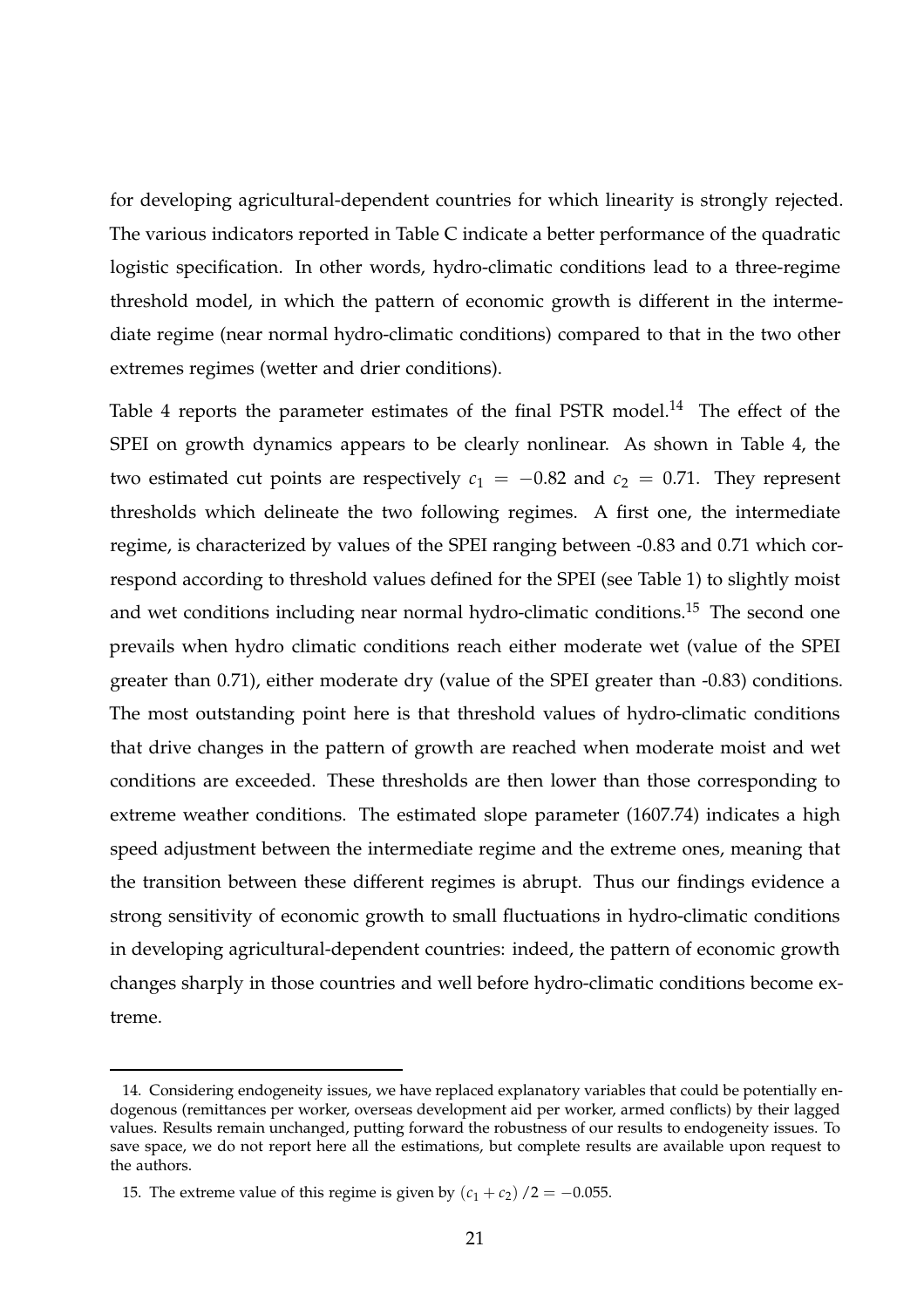for developing agricultural-dependent countries for which linearity is strongly rejected. The various indicators reported in Table C indicate a better performance of the quadratic logistic specification. In other words, hydro-climatic conditions lead to a three-regime threshold model, in which the pattern of economic growth is different in the intermediate regime (near normal hydro-climatic conditions) compared to that in the two other extremes regimes (wetter and drier conditions).

Table 4 reports the parameter estimates of the final PSTR model.[14] The effect of the SPEI on growth dynamics appears to be clearly nonlinear. As shown in Table 4, the two estimated cut points are respectively $c_1 = -0.82$ and $c_2 = 0.71$. They represent thresholds which delineate the two following regimes. A first one, the intermediate regime, is characterized by values of the SPEI ranging between -0.83 and 0.71 which correspond according to threshold values defined for the SPEI (see Table 1) to slightly moist and wet conditions including near normal hydro-climatic conditions.[15] The second one prevails when hydro climatic conditions reach either moderate wet (value of the SPEI greater than 0.71), either moderate dry (value of the SPEI greater than -0.83) conditions. The most outstanding point here is that threshold values of hydro-climatic conditions that drive changes in the pattern of growth are reached when moderate moist and wet conditions are exceeded. These thresholds are then lower than those corresponding to extreme weather conditions. The estimated slope parameter (1607.74) indicates a high speed adjustment between the intermediate regime and the extreme ones, meaning that the transition between these different regimes is abrupt. Thus our findings evidence a strong sensitivity of economic growth to small fluctuations in hydro-climatic conditions in developing agricultural-dependent countries: indeed, the pattern of economic growth changes sharply in those countries and well before hydro-climatic conditions become extreme.

14. Considering endogeneity issues, we have replaced explanatory variables that could be potentially endogenous (remittances per worker, overseas development aid per worker, armed conflicts) by their lagged values. Results remain unchanged, putting forward the robustness of our results to endogeneity issues. To save space, we do not report here all the estimations, but complete results are available upon request to the authors.

15. The extreme value of this regime is given by $(c_1 + c_2)/2 = -0.055$.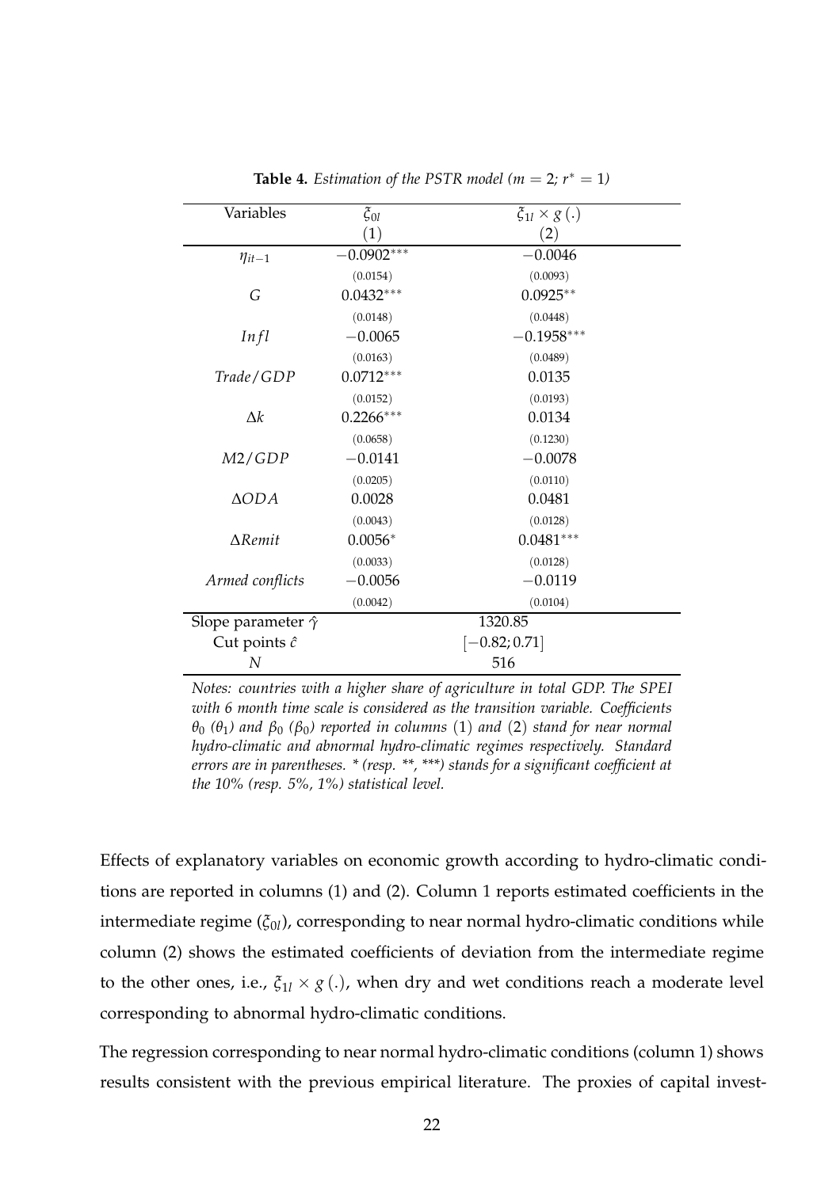**Table 4.** *Estimation of the PSTR model ($m = 2$; $r^* = 1$)*

| Variables | $\xi_{0l}$ | $\xi_{1l} \times g(.)$ |
|---|---|---|
| | (1) | (2) |
| $\eta_{it-1}$ | $-0.0902^{***}$ | $-0.0046$ |
| | (0.0154) | (0.0093) |
| $G$ | $0.0432^{***}$ | $0.0925^{**}$ |
| | (0.0148) | (0.0448) |
| $Infl$ | $-0.0065$ | $-0.1958^{***}$ |
| | (0.0163) | (0.0489) |
| $Trade/GDP$ | $0.0712^{***}$ | $0.0135$ |
| | (0.0152) | (0.0193) |
| $\Delta k$ | $0.2266^{***}$ | $0.0134$ |
| | (0.0658) | (0.1230) |
| $M2/GDP$ | $-0.0141$ | $-0.0078$ |
| | (0.0205) | (0.0110) |
| $\Delta ODA$ | $0.0028$ | $0.0481$ |
| | (0.0043) | (0.0128) |
| $\Delta Remit$ | $0.0056^{*}$ | $0.0481^{***}$ |
| | (0.0033) | (0.0128) |
| *Armed conflicts* | $-0.0056$ | $-0.0119$ |
| | (0.0042) | (0.0104) |
| Slope parameter $\hat{\gamma}$ | 1320.85 | |
| Cut points $\hat{c}$ | $[-0.82; 0.71]$ | |
| $N$ | 516 | |

*Notes: countries with a higher share of agriculture in total GDP. The SPEI with 6 month time scale is considered as the transition variable. Coefficients $\theta_0$ ($\theta_1$) and $\beta_0$ ($\beta_0$) reported in columns (1) and (2) stand for near normal hydro-climatic and abnormal hydro-climatic regimes respectively. Standard errors are in parentheses. * (resp. **, ***) stands for a significant coefficient at the 10% (resp. 5%, 1%) statistical level.*

Effects of explanatory variables on economic growth according to hydro-climatic conditions are reported in columns (1) and (2). Column 1 reports estimated coefficients in the intermediate regime ($\xi_{0l}$), corresponding to near normal hydro-climatic conditions while column (2) shows the estimated coefficients of deviation from the intermediate regime to the other ones, i.e., $\xi_{1l} \times g(.)$, when dry and wet conditions reach a moderate level corresponding to abnormal hydro-climatic conditions.

The regression corresponding to near normal hydro-climatic conditions (column 1) shows results consistent with the previous empirical literature. The proxies of capital invest-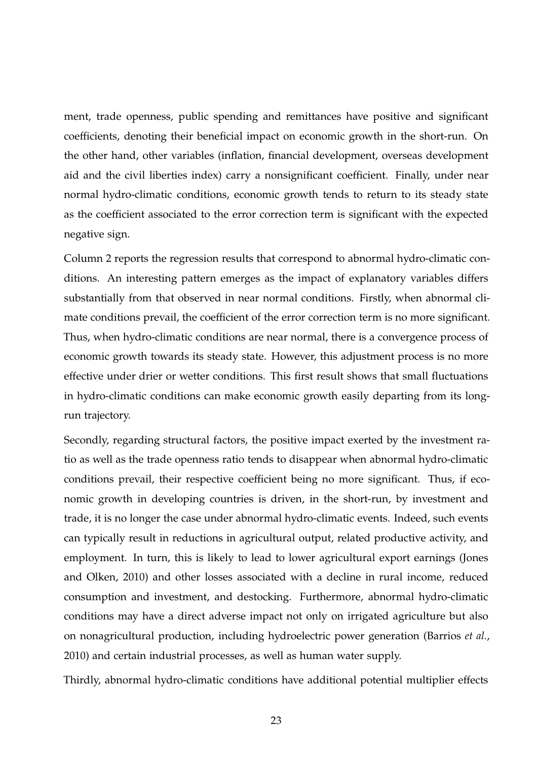ment, trade openness, public spending and remittances have positive and significant coefficients, denoting their beneficial impact on economic growth in the short-run. On the other hand, other variables (inflation, financial development, overseas development aid and the civil liberties index) carry a nonsignificant coefficient. Finally, under near normal hydro-climatic conditions, economic growth tends to return to its steady state as the coefficient associated to the error correction term is significant with the expected negative sign.

Column 2 reports the regression results that correspond to abnormal hydro-climatic conditions. An interesting pattern emerges as the impact of explanatory variables differs substantially from that observed in near normal conditions. Firstly, when abnormal climate conditions prevail, the coefficient of the error correction term is no more significant. Thus, when hydro-climatic conditions are near normal, there is a convergence process of economic growth towards its steady state. However, this adjustment process is no more effective under drier or wetter conditions. This first result shows that small fluctuations in hydro-climatic conditions can make economic growth easily departing from its long-run trajectory.

Secondly, regarding structural factors, the positive impact exerted by the investment ratio as well as the trade openness ratio tends to disappear when abnormal hydro-climatic conditions prevail, their respective coefficient being no more significant. Thus, if economic growth in developing countries is driven, in the short-run, by investment and trade, it is no longer the case under abnormal hydro-climatic events. Indeed, such events can typically result in reductions in agricultural output, related productive activity, and employment. In turn, this is likely to lead to lower agricultural export earnings (Jones and Olken, 2010) and other losses associated with a decline in rural income, reduced consumption and investment, and destocking. Furthermore, abnormal hydro-climatic conditions may have a direct adverse impact not only on irrigated agriculture but also on nonagricultural production, including hydroelectric power generation (Barrios *et al.*, 2010) and certain industrial processes, as well as human water supply.

Thirdly, abnormal hydro-climatic conditions have additional potential multiplier effects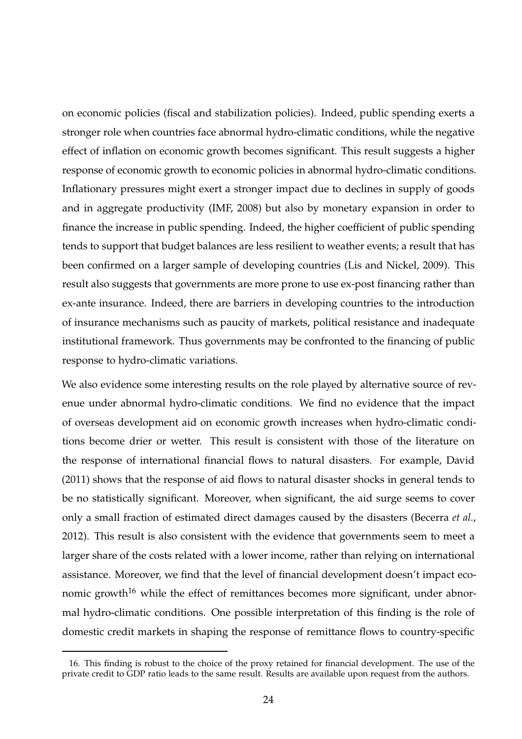on economic policies (fiscal and stabilization policies). Indeed, public spending exerts a stronger role when countries face abnormal hydro-climatic conditions, while the negative effect of inflation on economic growth becomes significant. This result suggests a higher response of economic growth to economic policies in abnormal hydro-climatic conditions. Inflationary pressures might exert a stronger impact due to declines in supply of goods and in aggregate productivity (IMF, 2008) but also by monetary expansion in order to finance the increase in public spending. Indeed, the higher coefficient of public spending tends to support that budget balances are less resilient to weather events; a result that has been confirmed on a larger sample of developing countries (Lis and Nickel, 2009). This result also suggests that governments are more prone to use ex-post financing rather than ex-ante insurance. Indeed, there are barriers in developing countries to the introduction of insurance mechanisms such as paucity of markets, political resistance and inadequate institutional framework. Thus governments may be confronted to the financing of public response to hydro-climatic variations.

We also evidence some interesting results on the role played by alternative source of revenue under abnormal hydro-climatic conditions. We find no evidence that the impact of overseas development aid on economic growth increases when hydro-climatic conditions become drier or wetter. This result is consistent with those of the literature on the response of international financial flows to natural disasters. For example, David (2011) shows that the response of aid flows to natural disaster shocks in general tends to be no statistically significant. Moreover, when significant, the aid surge seems to cover only a small fraction of estimated direct damages caused by the disasters (Becerra *et al.*, 2012). This result is also consistent with the evidence that governments seem to meet a larger share of the costs related with a lower income, rather than relying on international assistance. Moreover, we find that the level of financial development doesn't impact economic growth[16] while the effect of remittances becomes more significant, under abnormal hydro-climatic conditions. One possible interpretation of this finding is the role of domestic credit markets in shaping the response of remittance flows to country-specific

16. This finding is robust to the choice of the proxy retained for financial development. The use of the private credit to GDP ratio leads to the same result. Results are available upon request from the authors.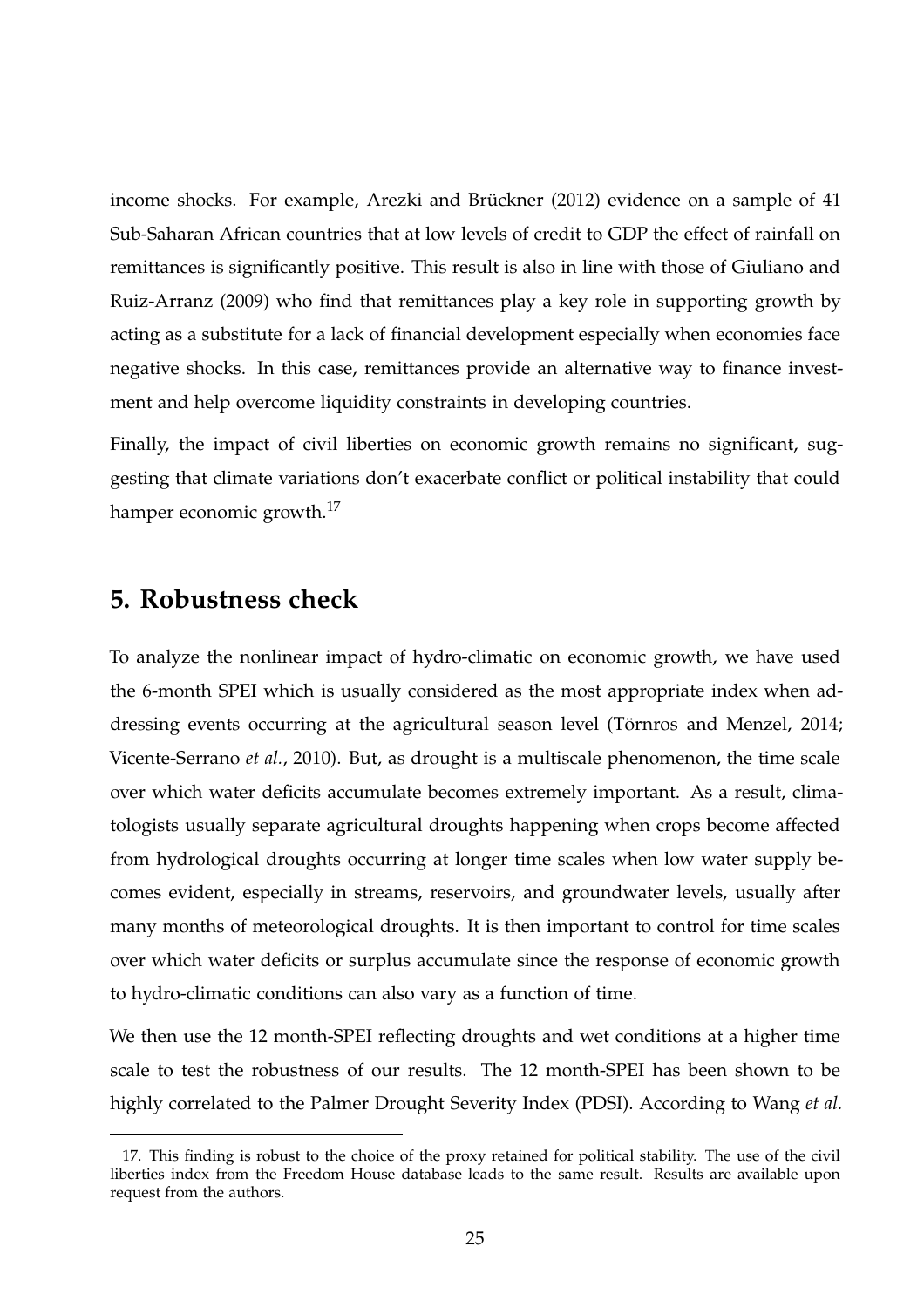income shocks. For example, Arezki and Brückner (2012) evidence on a sample of 41 Sub-Saharan African countries that at low levels of credit to GDP the effect of rainfall on remittances is significantly positive. This result is also in line with those of Giuliano and Ruiz-Arranz (2009) who find that remittances play a key role in supporting growth by acting as a substitute for a lack of financial development especially when economies face negative shocks. In this case, remittances provide an alternative way to finance investment and help overcome liquidity constraints in developing countries.

Finally, the impact of civil liberties on economic growth remains no significant, suggesting that climate variations don't exacerbate conflict or political instability that could hamper economic growth.[17]

## 5. Robustness check

To analyze the nonlinear impact of hydro-climatic on economic growth, we have used the 6-month SPEI which is usually considered as the most appropriate index when addressing events occurring at the agricultural season level (Törnros and Menzel, 2014; Vicente-Serrano *et al.*, 2010). But, as drought is a multiscale phenomenon, the time scale over which water deficits accumulate becomes extremely important. As a result, climatologists usually separate agricultural droughts happening when crops become affected from hydrological droughts occurring at longer time scales when low water supply becomes evident, especially in streams, reservoirs, and groundwater levels, usually after many months of meteorological droughts. It is then important to control for time scales over which water deficits or surplus accumulate since the response of economic growth to hydro-climatic conditions can also vary as a function of time.

We then use the 12 month-SPEI reflecting droughts and wet conditions at a higher time scale to test the robustness of our results. The 12 month-SPEI has been shown to be highly correlated to the Palmer Drought Severity Index (PDSI). According to Wang *et al.*

17. This finding is robust to the choice of the proxy retained for political stability. The use of the civil liberties index from the Freedom House database leads to the same result. Results are available upon request from the authors.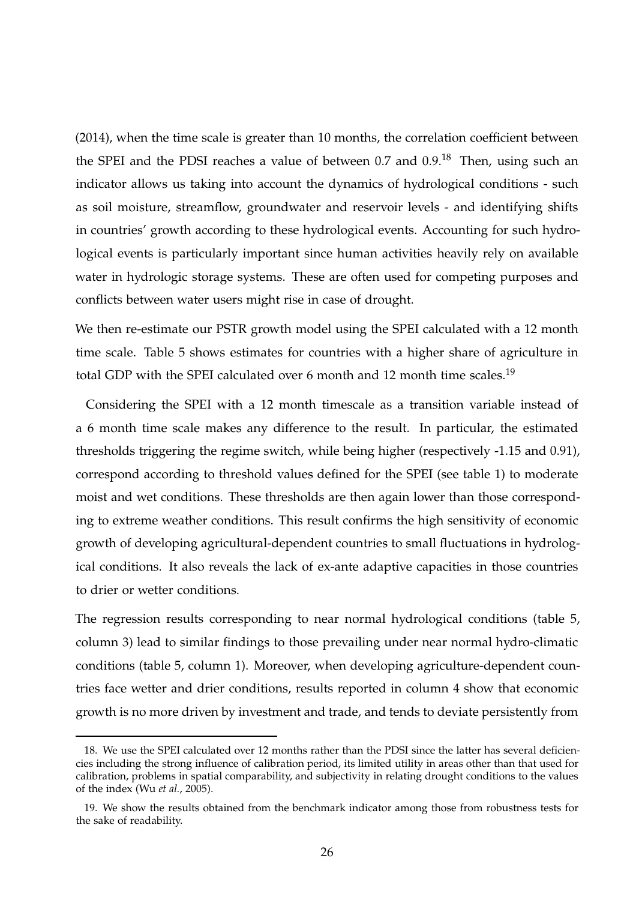(2014), when the time scale is greater than 10 months, the correlation coefficient between the SPEI and the PDSI reaches a value of between 0.7 and 0.9.[18] Then, using such an indicator allows us taking into account the dynamics of hydrological conditions - such as soil moisture, streamflow, groundwater and reservoir levels - and identifying shifts in countries' growth according to these hydrological events. Accounting for such hydrological events is particularly important since human activities heavily rely on available water in hydrologic storage systems. These are often used for competing purposes and conflicts between water users might rise in case of drought.

We then re-estimate our PSTR growth model using the SPEI calculated with a 12 month time scale. Table 5 shows estimates for countries with a higher share of agriculture in total GDP with the SPEI calculated over 6 month and 12 month time scales.[19]

Considering the SPEI with a 12 month timescale as a transition variable instead of a 6 month time scale makes any difference to the result. In particular, the estimated thresholds triggering the regime switch, while being higher (respectively -1.15 and 0.91), correspond according to threshold values defined for the SPEI (see table 1) to moderate moist and wet conditions. These thresholds are then again lower than those corresponding to extreme weather conditions. This result confirms the high sensitivity of economic growth of developing agricultural-dependent countries to small fluctuations in hydrological conditions. It also reveals the lack of ex-ante adaptive capacities in those countries to drier or wetter conditions.

The regression results corresponding to near normal hydrological conditions (table 5, column 3) lead to similar findings to those prevailing under near normal hydro-climatic conditions (table 5, column 1). Moreover, when developing agriculture-dependent countries face wetter and drier conditions, results reported in column 4 show that economic growth is no more driven by investment and trade, and tends to deviate persistently from

18. We use the SPEI calculated over 12 months rather than the PDSI since the latter has several deficiencies including the strong influence of calibration period, its limited utility in areas other than that used for calibration, problems in spatial comparability, and subjectivity in relating drought conditions to the values of the index (Wu *et al.*, 2005).

19. We show the results obtained from the benchmark indicator among those from robustness tests for the sake of readability.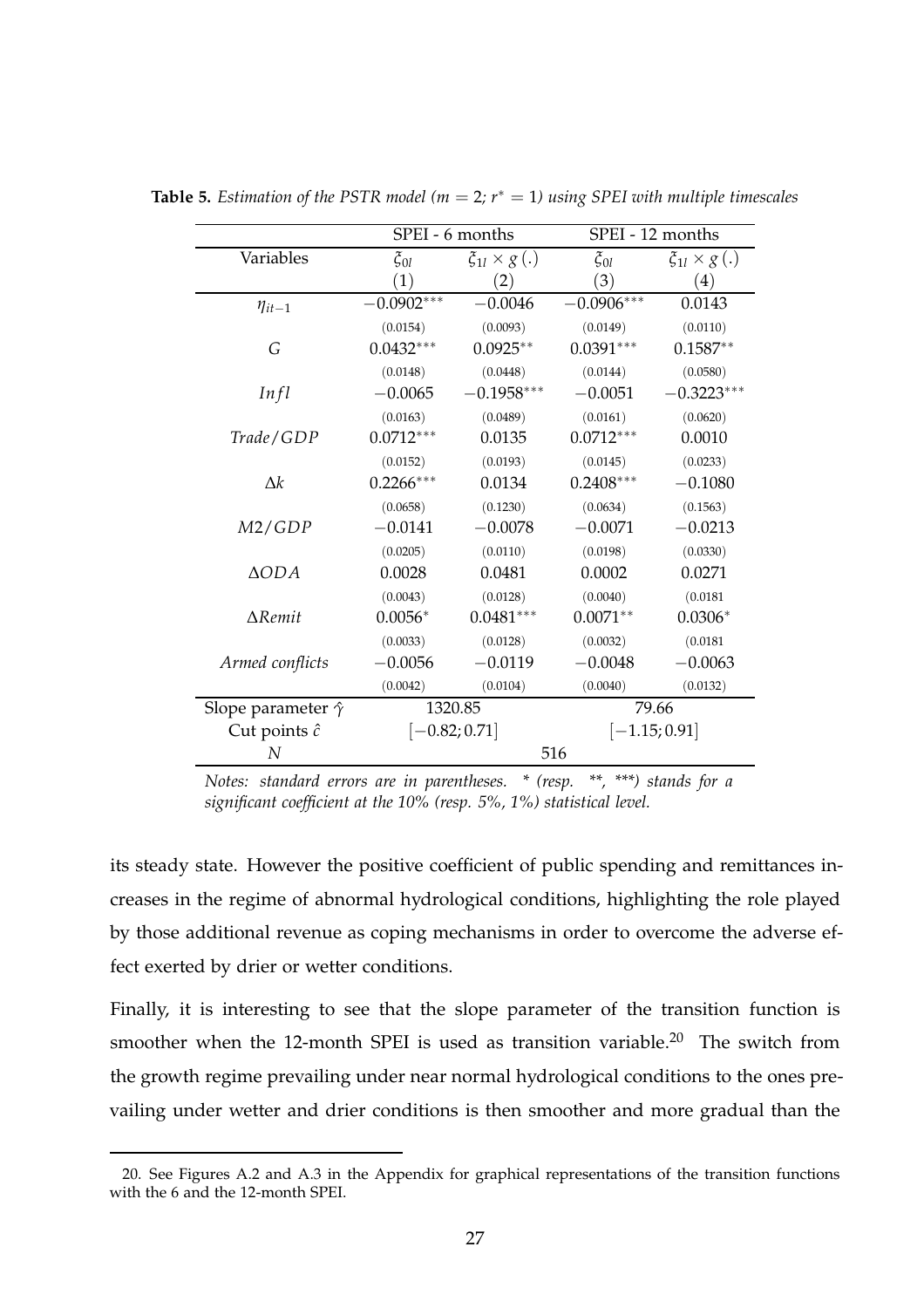**Table 5.** *Estimation of the PSTR model ($m = 2$; $r^* = 1$) using SPEI with multiple timescales*

| | SPEI - 6 months | | SPEI - 12 months | |
|---|---|---|---|---|
| Variables | $\xi_{0l}$ | $\xi_{1l} \times g(.)$ | $\xi_{0l}$ | $\xi_{1l} \times g(.)$ |
| | (1) | (2) | (3) | (4) |
| $\eta_{it-1}$ | $-0.0902^{***}$ | $-0.0046$ | $-0.0906^{***}$ | 0.0143 |
| | (0.0154) | (0.0093) | (0.0149) | (0.0110) |
| $G$ | $0.0432^{***}$ | $0.0925^{**}$ | $0.0391^{***}$ | $0.1587^{**}$ |
| | (0.0148) | (0.0448) | (0.0144) | (0.0580) |
| $Infl$ | $-0.0065$ | $-0.1958^{***}$ | $-0.0051$ | $-0.3223^{***}$ |
| | (0.0163) | (0.0489) | (0.0161) | (0.0620) |
| $Trade/GDP$ | $0.0712^{***}$ | 0.0135 | $0.0712^{***}$ | 0.0010 |
| | (0.0152) | (0.0193) | (0.0145) | (0.0233) |
| $\Delta k$ | $0.2266^{***}$ | 0.0134 | $0.2408^{***}$ | $-0.1080$ |
| | (0.0658) | (0.1230) | (0.0634) | (0.1563) |
| $M2/GDP$ | $-0.0141$ | $-0.0078$ | $-0.0071$ | $-0.0213$ |
| | (0.0205) | (0.0110) | (0.0198) | (0.0330) |
| $\Delta ODA$ | 0.0028 | 0.0481 | 0.0002 | 0.0271 |
| | (0.0043) | (0.0128) | (0.0040) | (0.0181 |
| $\Delta Remit$ | $0.0056^{*}$ | $0.0481^{***}$ | $0.0071^{**}$ | $0.0306^{*}$ |
| | (0.0033) | (0.0128) | (0.0032) | (0.0181 |
| *Armed conflicts* | $-0.0056$ | $-0.0119$ | $-0.0048$ | $-0.0063$ |
| | (0.0042) | (0.0104) | (0.0040) | (0.0132) |
| Slope parameter $\hat{\gamma}$ | 1320.85 | | 79.66 | |
| Cut points $\hat{c}$ | $[-0.82; 0.71]$ | | $[-1.15; 0.91]$ | |
| $N$ | 516 | | | |

*Notes: standard errors are in parentheses. * (resp. **, ***) stands for a significant coefficient at the 10% (resp. 5%, 1%) statistical level.*

its steady state. However the positive coefficient of public spending and remittances increases in the regime of abnormal hydrological conditions, highlighting the role played by those additional revenue as coping mechanisms in order to overcome the adverse effect exerted by drier or wetter conditions.

Finally, it is interesting to see that the slope parameter of the transition function is smoother when the 12-month SPEI is used as transition variable.[20] The switch from the growth regime prevailing under near normal hydrological conditions to the ones prevailing under wetter and drier conditions is then smoother and more gradual than the

20. See Figures A.2 and A.3 in the Appendix for graphical representations of the transition functions with the 6 and the 12-month SPEI.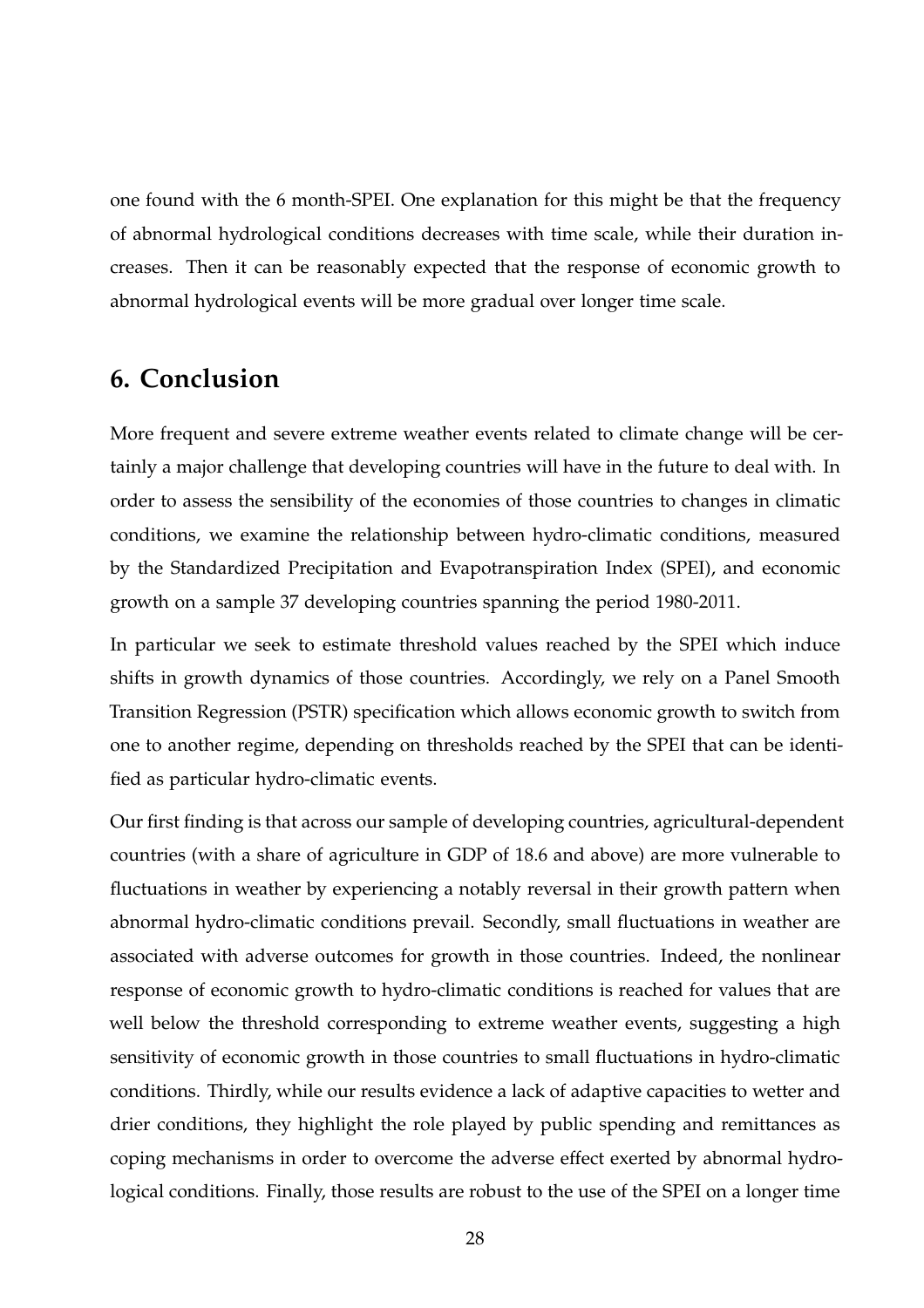one found with the 6 month-SPEI. One explanation for this might be that the frequency of abnormal hydrological conditions decreases with time scale, while their duration increases. Then it can be reasonably expected that the response of economic growth to abnormal hydrological events will be more gradual over longer time scale.

## 6. Conclusion

More frequent and severe extreme weather events related to climate change will be certainly a major challenge that developing countries will have in the future to deal with. In order to assess the sensibility of the economies of those countries to changes in climatic conditions, we examine the relationship between hydro-climatic conditions, measured by the Standardized Precipitation and Evapotranspiration Index (SPEI), and economic growth on a sample 37 developing countries spanning the period 1980-2011.

In particular we seek to estimate threshold values reached by the SPEI which induce shifts in growth dynamics of those countries. Accordingly, we rely on a Panel Smooth Transition Regression (PSTR) specification which allows economic growth to switch from one to another regime, depending on thresholds reached by the SPEI that can be identified as particular hydro-climatic events.

Our first finding is that across our sample of developing countries, agricultural-dependent countries (with a share of agriculture in GDP of 18.6 and above) are more vulnerable to fluctuations in weather by experiencing a notably reversal in their growth pattern when abnormal hydro-climatic conditions prevail. Secondly, small fluctuations in weather are associated with adverse outcomes for growth in those countries. Indeed, the nonlinear response of economic growth to hydro-climatic conditions is reached for values that are well below the threshold corresponding to extreme weather events, suggesting a high sensitivity of economic growth in those countries to small fluctuations in hydro-climatic conditions. Thirdly, while our results evidence a lack of adaptive capacities to wetter and drier conditions, they highlight the role played by public spending and remittances as coping mechanisms in order to overcome the adverse effect exerted by abnormal hydrological conditions. Finally, those results are robust to the use of the SPEI on a longer time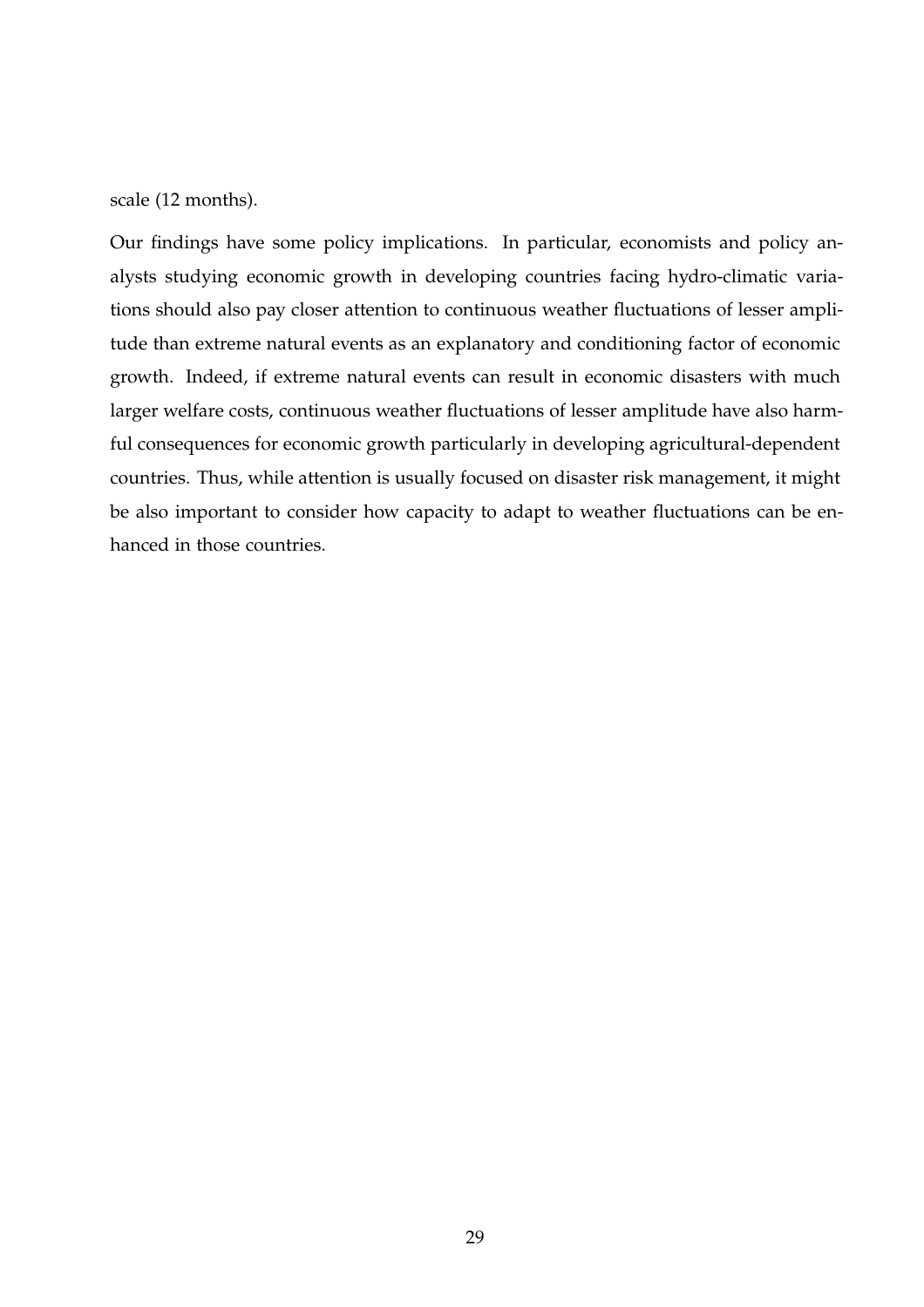scale (12 months).

Our findings have some policy implications. In particular, economists and policy analysts studying economic growth in developing countries facing hydro-climatic variations should also pay closer attention to continuous weather fluctuations of lesser amplitude than extreme natural events as an explanatory and conditioning factor of economic growth. Indeed, if extreme natural events can result in economic disasters with much larger welfare costs, continuous weather fluctuations of lesser amplitude have also harmful consequences for economic growth particularly in developing agricultural-dependent countries. Thus, while attention is usually focused on disaster risk management, it might be also important to consider how capacity to adapt to weather fluctuations can be enhanced in those countries.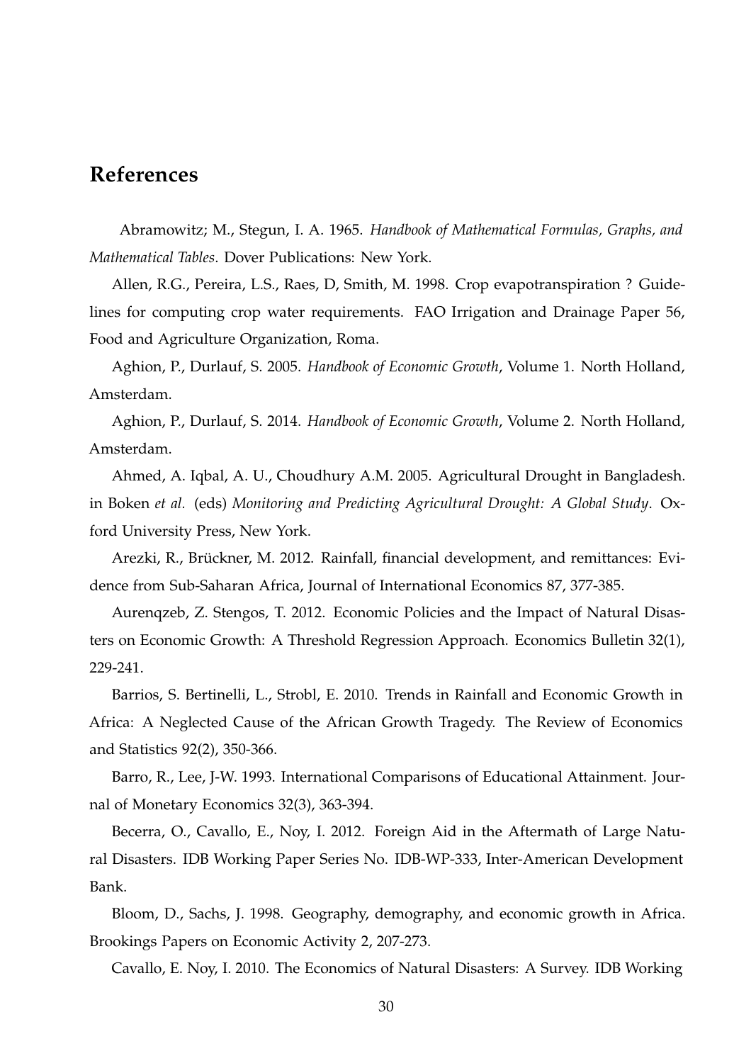# References

Abramowitz; M., Stegun, I. A. 1965. *Handbook of Mathematical Formulas, Graphs, and Mathematical Tables*. Dover Publications: New York.

Allen, R.G., Pereira, L.S., Raes, D, Smith, M. 1998. Crop evapotranspiration ? Guidelines for computing crop water requirements. FAO Irrigation and Drainage Paper 56, Food and Agriculture Organization, Roma.

Aghion, P., Durlauf, S. 2005. *Handbook of Economic Growth*, Volume 1. North Holland, Amsterdam.

Aghion, P., Durlauf, S. 2014. *Handbook of Economic Growth*, Volume 2. North Holland, Amsterdam.

Ahmed, A. Iqbal, A. U., Choudhury A.M. 2005. Agricultural Drought in Bangladesh. in Boken *et al.* (eds) *Monitoring and Predicting Agricultural Drought: A Global Study*. Oxford University Press, New York.

Arezki, R., Brückner, M. 2012. Rainfall, financial development, and remittances: Evidence from Sub-Saharan Africa, Journal of International Economics 87, 377-385.

Aurenqzeb, Z. Stengos, T. 2012. Economic Policies and the Impact of Natural Disasters on Economic Growth: A Threshold Regression Approach. Economics Bulletin 32(1), 229-241.

Barrios, S. Bertinelli, L., Strobl, E. 2010. Trends in Rainfall and Economic Growth in Africa: A Neglected Cause of the African Growth Tragedy. The Review of Economics and Statistics 92(2), 350-366.

Barro, R., Lee, J-W. 1993. International Comparisons of Educational Attainment. Journal of Monetary Economics 32(3), 363-394.

Becerra, O., Cavallo, E., Noy, I. 2012. Foreign Aid in the Aftermath of Large Natural Disasters. IDB Working Paper Series No. IDB-WP-333, Inter-American Development Bank.

Bloom, D., Sachs, J. 1998. Geography, demography, and economic growth in Africa. Brookings Papers on Economic Activity 2, 207-273.

Cavallo, E. Noy, I. 2010. The Economics of Natural Disasters: A Survey. IDB Working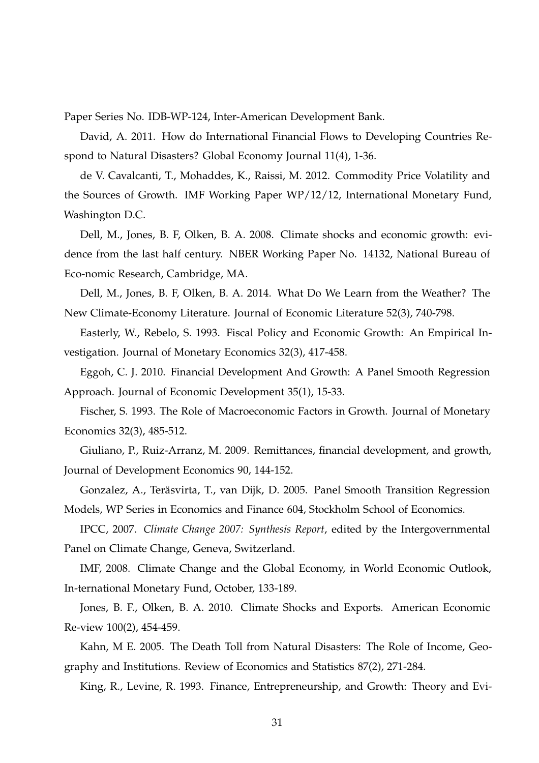Paper Series No. IDB-WP-124, Inter-American Development Bank.

David, A. 2011. How do International Financial Flows to Developing Countries Respond to Natural Disasters? Global Economy Journal 11(4), 1-36.

de V. Cavalcanti, T., Mohaddes, K., Raissi, M. 2012. Commodity Price Volatility and the Sources of Growth. IMF Working Paper WP/12/12, International Monetary Fund, Washington D.C.

Dell, M., Jones, B. F, Olken, B. A. 2008. Climate shocks and economic growth: evidence from the last half century. NBER Working Paper No. 14132, National Bureau of Eco-nomic Research, Cambridge, MA.

Dell, M., Jones, B. F, Olken, B. A. 2014. What Do We Learn from the Weather? The New Climate-Economy Literature. Journal of Economic Literature 52(3), 740-798.

Easterly, W., Rebelo, S. 1993. Fiscal Policy and Economic Growth: An Empirical Investigation. Journal of Monetary Economics 32(3), 417-458.

Eggoh, C. J. 2010. Financial Development And Growth: A Panel Smooth Regression Approach. Journal of Economic Development 35(1), 15-33.

Fischer, S. 1993. The Role of Macroeconomic Factors in Growth. Journal of Monetary Economics 32(3), 485-512.

Giuliano, P., Ruiz-Arranz, M. 2009. Remittances, financial development, and growth, Journal of Development Economics 90, 144-152.

Gonzalez, A., Teräsvirta, T., van Dijk, D. 2005. Panel Smooth Transition Regression Models, WP Series in Economics and Finance 604, Stockholm School of Economics.

IPCC, 2007. *Climate Change 2007: Synthesis Report*, edited by the Intergovernmental Panel on Climate Change, Geneva, Switzerland.

IMF, 2008. Climate Change and the Global Economy, in World Economic Outlook, In-ternational Monetary Fund, October, 133-189.

Jones, B. F., Olken, B. A. 2010. Climate Shocks and Exports. American Economic Re-view 100(2), 454-459.

Kahn, M E. 2005. The Death Toll from Natural Disasters: The Role of Income, Geography and Institutions. Review of Economics and Statistics 87(2), 271-284.

King, R., Levine, R. 1993. Finance, Entrepreneurship, and Growth: Theory and Evi-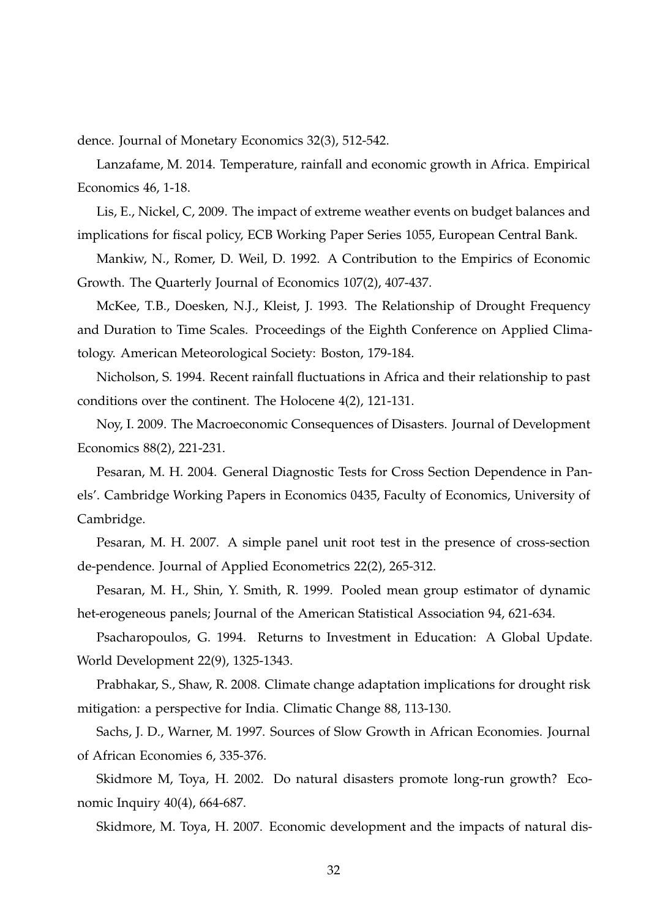dence. Journal of Monetary Economics 32(3), 512-542.

Lanzafame, M. 2014. Temperature, rainfall and economic growth in Africa. Empirical Economics 46, 1-18.

Lis, E., Nickel, C, 2009. The impact of extreme weather events on budget balances and implications for fiscal policy, ECB Working Paper Series 1055, European Central Bank.

Mankiw, N., Romer, D. Weil, D. 1992. A Contribution to the Empirics of Economic Growth. The Quarterly Journal of Economics 107(2), 407-437.

McKee, T.B., Doesken, N.J., Kleist, J. 1993. The Relationship of Drought Frequency and Duration to Time Scales. Proceedings of the Eighth Conference on Applied Climatology. American Meteorological Society: Boston, 179-184.

Nicholson, S. 1994. Recent rainfall fluctuations in Africa and their relationship to past conditions over the continent. The Holocene 4(2), 121-131.

Noy, I. 2009. The Macroeconomic Consequences of Disasters. Journal of Development Economics 88(2), 221-231.

Pesaran, M. H. 2004. General Diagnostic Tests for Cross Section Dependence in Panels'. Cambridge Working Papers in Economics 0435, Faculty of Economics, University of Cambridge.

Pesaran, M. H. 2007. A simple panel unit root test in the presence of cross-section de-pendence. Journal of Applied Econometrics 22(2), 265-312.

Pesaran, M. H., Shin, Y. Smith, R. 1999. Pooled mean group estimator of dynamic het-erogeneous panels; Journal of the American Statistical Association 94, 621-634.

Psacharopoulos, G. 1994. Returns to Investment in Education: A Global Update. World Development 22(9), 1325-1343.

Prabhakar, S., Shaw, R. 2008. Climate change adaptation implications for drought risk mitigation: a perspective for India. Climatic Change 88, 113-130.

Sachs, J. D., Warner, M. 1997. Sources of Slow Growth in African Economies. Journal of African Economies 6, 335-376.

Skidmore M, Toya, H. 2002. Do natural disasters promote long-run growth? Economic Inquiry 40(4), 664-687.

Skidmore, M. Toya, H. 2007. Economic development and the impacts of natural dis-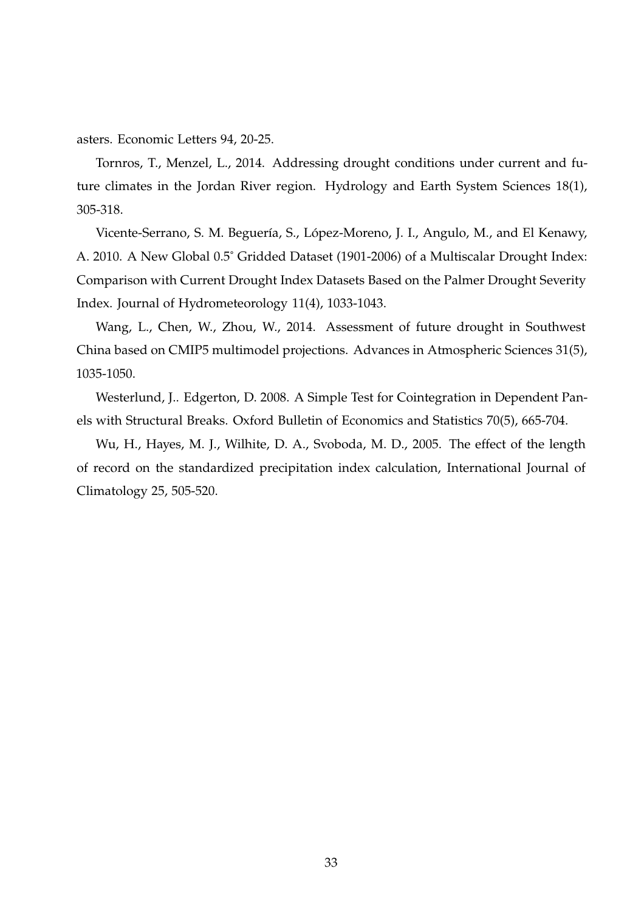asters. Economic Letters 94, 20-25.

Tornros, T., Menzel, L., 2014. Addressing drought conditions under current and future climates in the Jordan River region. Hydrology and Earth System Sciences 18(1), 305-318.

Vicente-Serrano, S. M. Beguería, S., López-Moreno, J. I., Angulo, M., and El Kenawy, A. 2010. A New Global 0.5˚ Gridded Dataset (1901-2006) of a Multiscalar Drought Index: Comparison with Current Drought Index Datasets Based on the Palmer Drought Severity Index. Journal of Hydrometeorology 11(4), 1033-1043.

Wang, L., Chen, W., Zhou, W., 2014. Assessment of future drought in Southwest China based on CMIP5 multimodel projections. Advances in Atmospheric Sciences 31(5), 1035-1050.

Westerlund, J.. Edgerton, D. 2008. A Simple Test for Cointegration in Dependent Panels with Structural Breaks. Oxford Bulletin of Economics and Statistics 70(5), 665-704.

Wu, H., Hayes, M. J., Wilhite, D. A., Svoboda, M. D., 2005. The effect of the length of record on the standardized precipitation index calculation, International Journal of Climatology 25, 505-520.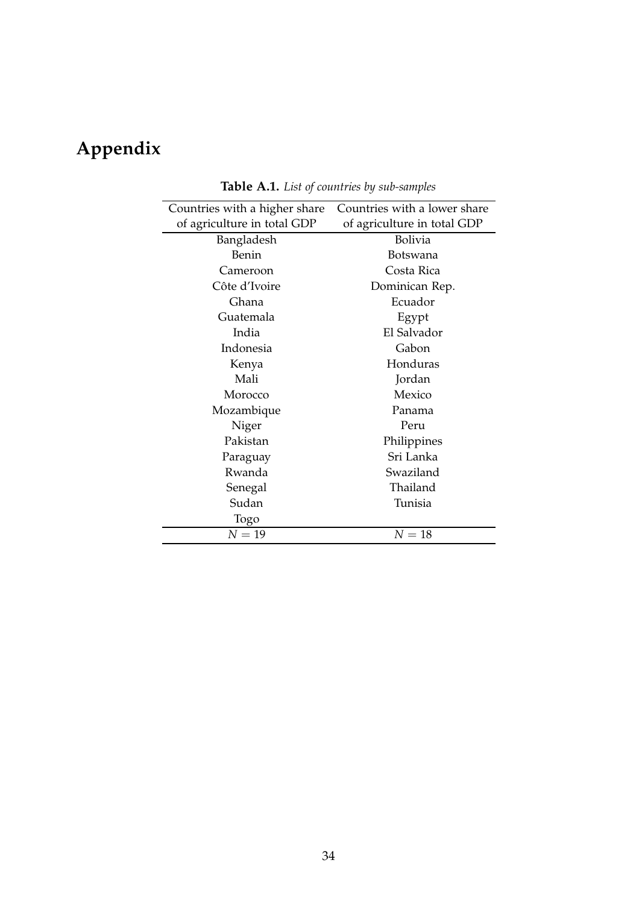# Appendix

**Table A.1.** *List of countries by sub-samples*

| Countries with a higher share of agriculture in total GDP | Countries with a lower share of agriculture in total GDP |
|---|---|
| Bangladesh | Bolivia |
| Benin | Botswana |
| Cameroon | Costa Rica |
| Côte d'Ivoire | Dominican Rep. |
| Ghana | Ecuador |
| Guatemala | Egypt |
| India | El Salvador |
| Indonesia | Gabon |
| Kenya | Honduras |
| Mali | Jordan |
| Morocco | Mexico |
| Mozambique | Panama |
| Niger | Peru |
| Pakistan | Philippines |
| Paraguay | Sri Lanka |
| Rwanda | Swaziland |
| Senegal | Thailand |
| Sudan | Tunisia |
| Togo | |
| $N = 19$ | $N = 18$ |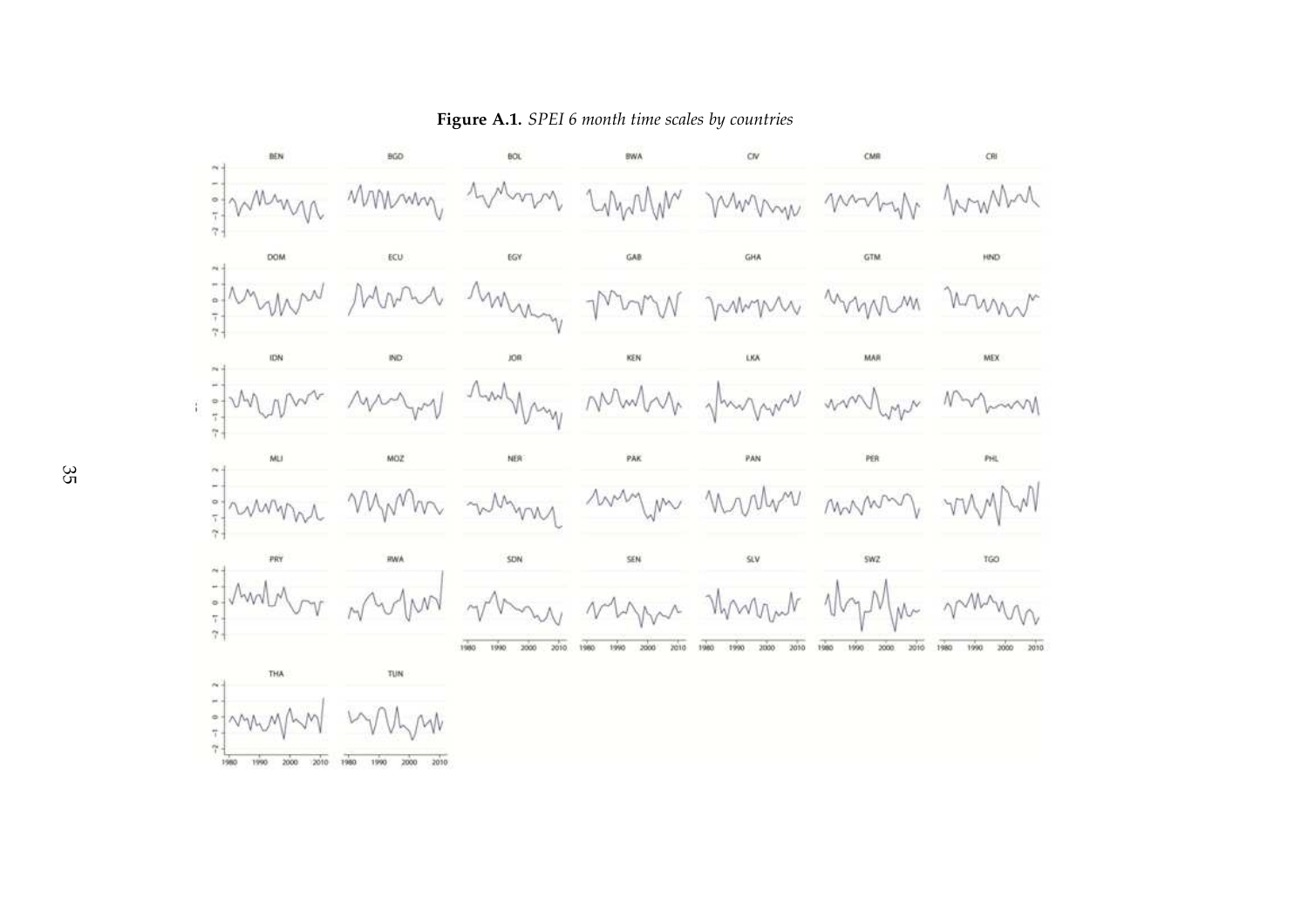**Figure A.1.** *SPEI 6 month time scales by countries*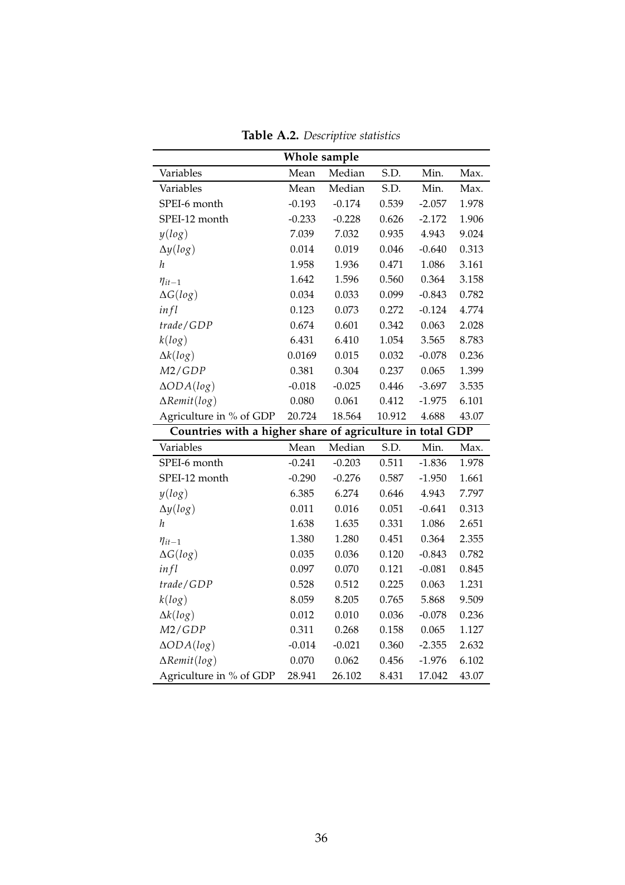**Table A.2.** *Descriptive statistics*

| Whole sample | | | | | |
|---|---|---|---|---|---|
| Variables | Mean | Median | S.D. | Min. | Max. |
| Variables | Mean | Median | S.D. | Min. | Max. |
| SPEI-6 month | -0.193 | -0.174 | 0.539 | -2.057 | 1.978 |
| SPEI-12 month | -0.233 | -0.228 | 0.626 | -2.172 | 1.906 |
| $y(log)$ | 7.039 | 7.032 | 0.935 | 4.943 | 9.024 |
| $\Delta y(log)$ | 0.014 | 0.019 | 0.046 | -0.640 | 0.313 |
| $h$ | 1.958 | 1.936 | 0.471 | 1.086 | 3.161 |
| $\eta_{it-1}$ | 1.642 | 1.596 | 0.560 | 0.364 | 3.158 |
| $\Delta G(log)$ | 0.034 | 0.033 | 0.099 | -0.843 | 0.782 |
| $infl$ | 0.123 | 0.073 | 0.272 | -0.124 | 4.774 |
| $trade/GDP$ | 0.674 | 0.601 | 0.342 | 0.063 | 2.028 |
| $k(log)$ | 6.431 | 6.410 | 1.054 | 3.565 | 8.783 |
| $\Delta k(log)$ | 0.0169 | 0.015 | 0.032 | -0.078 | 0.236 |
| $M2/GDP$ | 0.381 | 0.304 | 0.237 | 0.065 | 1.399 |
| $\Delta ODA(log)$ | -0.018 | -0.025 | 0.446 | -3.697 | 3.535 |
| $\Delta Remit(log)$ | 0.080 | 0.061 | 0.412 | -1.975 | 6.101 |
| Agriculture in % of GDP | 20.724 | 18.564 | 10.912 | 4.688 | 43.07 |
| **Countries with a higher share of agriculture in total GDP** | | | | | |
| Variables | Mean | Median | S.D. | Min. | Max. |
| SPEI-6 month | -0.241 | -0.203 | 0.511 | -1.836 | 1.978 |
| SPEI-12 month | -0.290 | -0.276 | 0.587 | -1.950 | 1.661 |
| $y(log)$ | 6.385 | 6.274 | 0.646 | 4.943 | 7.797 |
| $\Delta y(log)$ | 0.011 | 0.016 | 0.051 | -0.641 | 0.313 |
| $h$ | 1.638 | 1.635 | 0.331 | 1.086 | 2.651 |
| $\eta_{it-1}$ | 1.380 | 1.280 | 0.451 | 0.364 | 2.355 |
| $\Delta G(log)$ | 0.035 | 0.036 | 0.120 | -0.843 | 0.782 |
| $infl$ | 0.097 | 0.070 | 0.121 | -0.081 | 0.845 |
| $trade/GDP$ | 0.528 | 0.512 | 0.225 | 0.063 | 1.231 |
| $k(log)$ | 8.059 | 8.205 | 0.765 | 5.868 | 9.509 |
| $\Delta k(log)$ | 0.012 | 0.010 | 0.036 | -0.078 | 0.236 |
| $M2/GDP$ | 0.311 | 0.268 | 0.158 | 0.065 | 1.127 |
| $\Delta ODA(log)$ | -0.014 | -0.021 | 0.360 | -2.355 | 2.632 |
| $\Delta Remit(log)$ | 0.070 | 0.062 | 0.456 | -1.976 | 6.102 |
| Agriculture in % of GDP | 28.941 | 26.102 | 8.431 | 17.042 | 43.07 |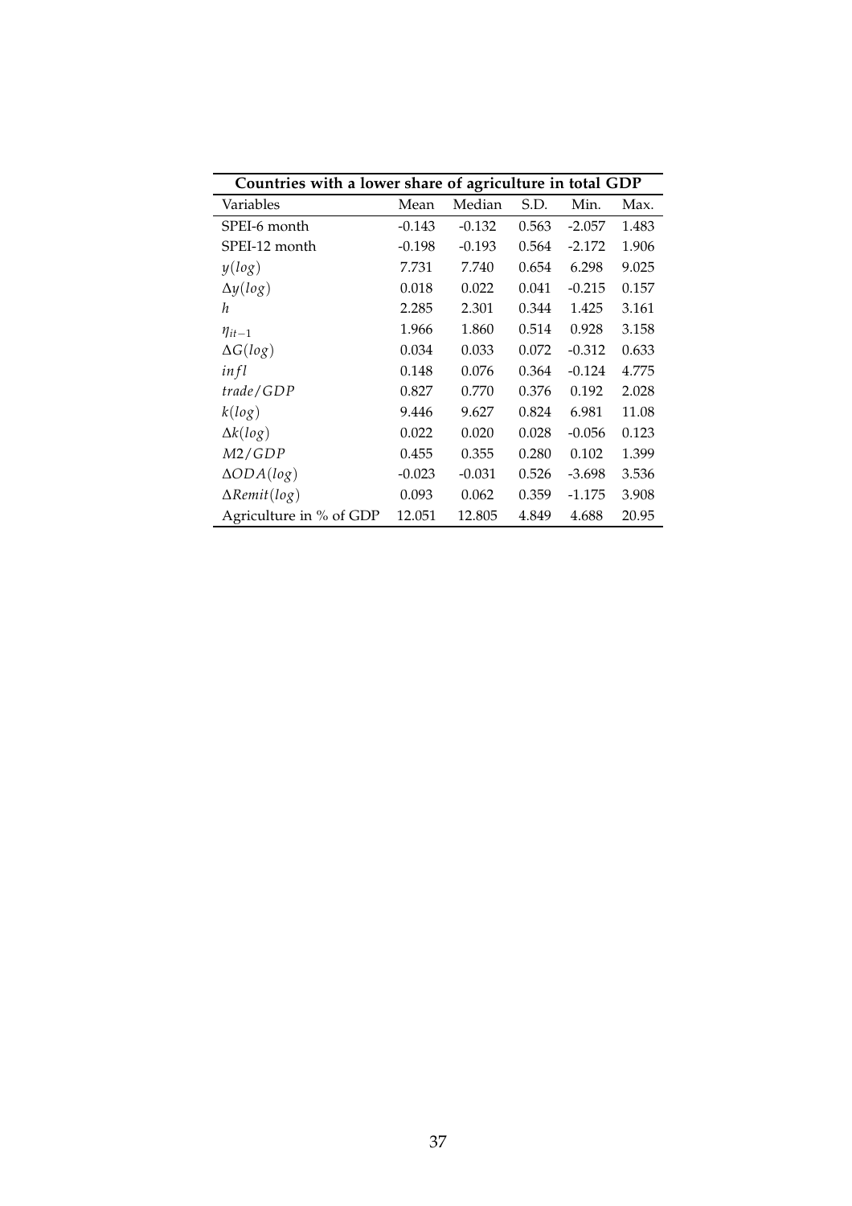| Countries with a lower share of agriculture in total GDP | | | | | |
|---|---|---|---|---|---|
| Variables | Mean | Median | S.D. | Min. | Max. |
| SPEI-6 month | -0.143 | -0.132 | 0.563 | -2.057 | 1.483 |
| SPEI-12 month | -0.198 | -0.193 | 0.564 | -2.172 | 1.906 |
| $y(log)$ | 7.731 | 7.740 | 0.654 | 6.298 | 9.025 |
| $\Delta y(log)$ | 0.018 | 0.022 | 0.041 | -0.215 | 0.157 |
| $h$ | 2.285 | 2.301 | 0.344 | 1.425 | 3.161 |
| $\eta_{it-1}$ | 1.966 | 1.860 | 0.514 | 0.928 | 3.158 |
| $\Delta G(log)$ | 0.034 | 0.033 | 0.072 | -0.312 | 0.633 |
| $infl$ | 0.148 | 0.076 | 0.364 | -0.124 | 4.775 |
| $trade/GDP$ | 0.827 | 0.770 | 0.376 | 0.192 | 2.028 |
| $k(log)$ | 9.446 | 9.627 | 0.824 | 6.981 | 11.08 |
| $\Delta k(log)$ | 0.022 | 0.020 | 0.028 | -0.056 | 0.123 |
| $M2/GDP$ | 0.455 | 0.355 | 0.280 | 0.102 | 1.399 |
| $\Delta ODA(log)$ | -0.023 | -0.031 | 0.526 | -3.698 | 3.536 |
| $\Delta Remit(log)$ | 0.093 | 0.062 | 0.359 | -1.175 | 3.908 |
| Agriculture in % of GDP | 12.051 | 12.805 | 4.849 | 4.688 | 20.95 |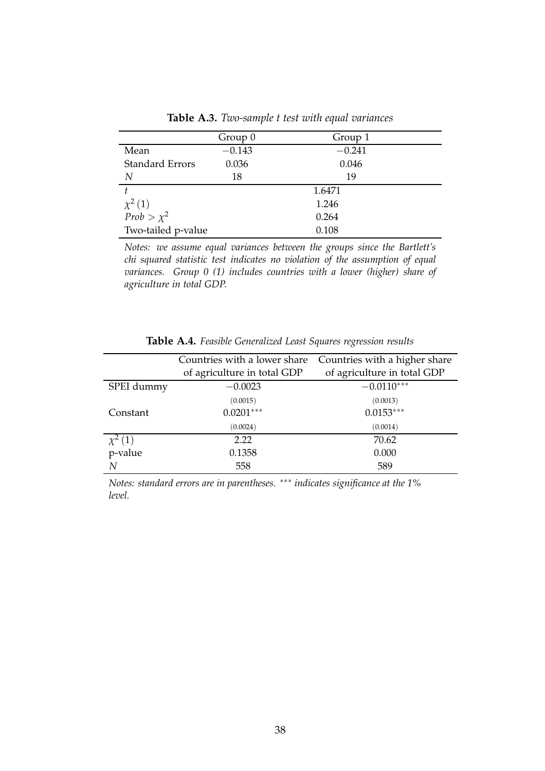**Table A.3.** *Two-sample t test with equal variances*

| | Group 0 | Group 1 |
|---|---|---|
| Mean | $-0.143$ | $-0.241$ |
| Standard Errors | 0.036 | 0.046 |
| $N$ | 18 | 19 |
| $t$ | | 1.6471 |
| $\chi^2(1)$ | | 1.246 |
| $Prob > \chi^2$ | | 0.264 |
| Two-tailed p-value | | 0.108 |

*Notes: we assume equal variances between the groups since the Bartlett's chi squared statistic test indicates no violation of the assumption of equal variances. Group 0 (1) includes countries with a lower (higher) share of agriculture in total GDP.*

**Table A.4.** *Feasible Generalized Least Squares regression results*

| | Countries with a lower share of agriculture in total GDP | Countries with a higher share of agriculture in total GDP |
|---|---|---|
| SPEI dummy | $-0.0023$ | $-0.0110^{***}$ |
| | (0.0015) | (0.0013) |
| Constant | $0.0201^{***}$ | $0.0153^{***}$ |
| | (0.0024) | (0.0014) |
| $\chi^2(1)$ | 2.22 | 70.62 |
| p-value | 0.1358 | 0.000 |
| $N$ | 558 | 589 |

*Notes: standard errors are in parentheses.* $^{***}$ *indicates significance at the 1% level.*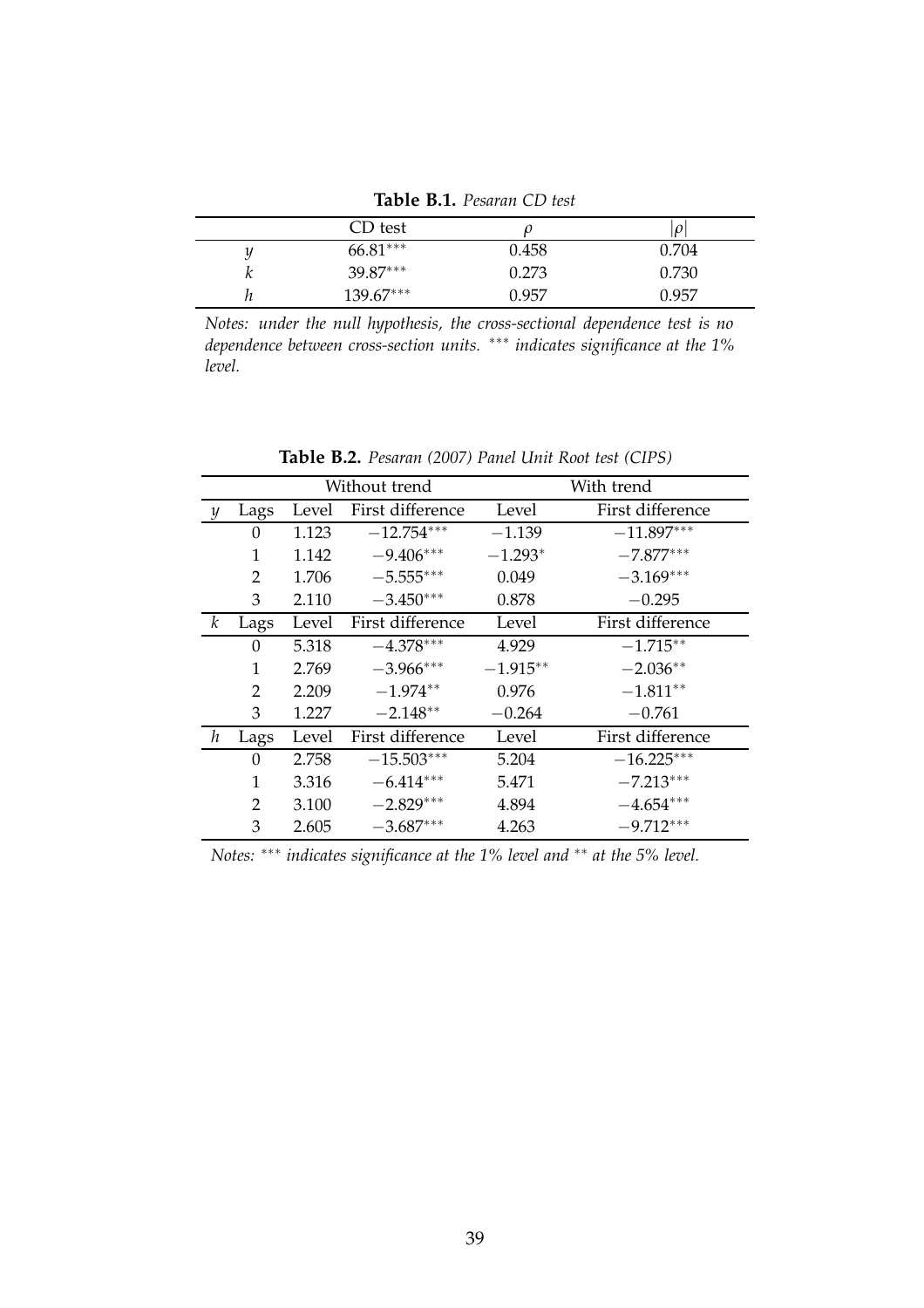**Table B.1.** *Pesaran CD test*

| | CD test | $\rho$ | $\lvert\rho\rvert$ |
|---|---|---|---|
| $y$ | 66.81*** | 0.458 | 0.704 |
| $k$ | 39.87*** | 0.273 | 0.730 |
| $h$ | 139.67*** | 0.957 | 0.957 |

*Notes: under the null hypothesis, the cross-sectional dependence test is no dependence between cross-section units. *** indicates significance at the 1% level.*

**Table B.2.** *Pesaran (2007) Panel Unit Root test (CIPS)*

| | | Without trend | | With trend | |
|---|---|---|---|---|---|
| $y$ | Lags | Level | First difference | Level | First difference |
| | 0 | 1.123 | −12.754*** | −1.139 | −11.897*** |
| | 1 | 1.142 | −9.406*** | −1.293* | −7.877*** |
| | 2 | 1.706 | −5.555*** | 0.049 | −3.169*** |
| | 3 | 2.110 | −3.450*** | 0.878 | −0.295 |
| $k$ | Lags | Level | First difference | Level | First difference |
| | 0 | 5.318 | −4.378*** | 4.929 | −1.715** |
| | 1 | 2.769 | −3.966*** | −1.915** | −2.036** |
| | 2 | 2.209 | −1.974** | 0.976 | −1.811** |
| | 3 | 1.227 | −2.148** | −0.264 | −0.761 |
| $h$ | Lags | Level | First difference | Level | First difference |
| | 0 | 2.758 | −15.503*** | 5.204 | −16.225*** |
| | 1 | 3.316 | −6.414*** | 5.471 | −7.213*** |
| | 2 | 3.100 | −2.829*** | 4.894 | −4.654*** |
| | 3 | 2.605 | −3.687*** | 4.263 | −9.712*** |

*Notes: *** indicates significance at the 1% level and ** at the 5% level.*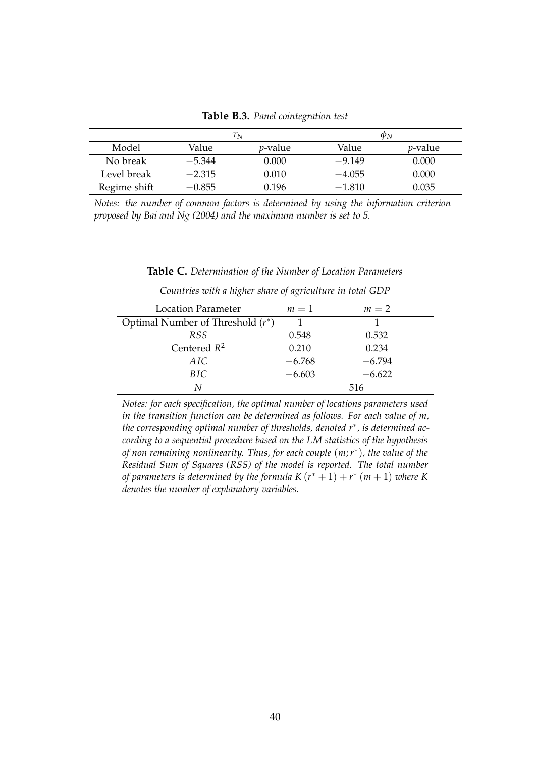**Table B.3.** *Panel cointegration test*

| | $\tau_N$ | | $\phi_N$ | |
|---|---|---|---|---|
| Model | Value | $p$-value | Value | $p$-value |
| No break | $-5.344$ | 0.000 | $-9.149$ | 0.000 |
| Level break | $-2.315$ | 0.010 | $-4.055$ | 0.000 |
| Regime shift | $-0.855$ | 0.196 | $-1.810$ | 0.035 |

*Notes: the number of common factors is determined by using the information criterion proposed by Bai and Ng (2004) and the maximum number is set to 5.*

**Table C.** *Determination of the Number of Location Parameters*

*Countries with a higher share of agriculture in total GDP*

| Location Parameter | $m = 1$ | $m = 2$ |
|---|---|---|
| Optimal Number of Threshold ($r^*$) | 1 | 1 |
| $RSS$ | 0.548 | 0.532 |
| Centered $R^2$ | 0.210 | 0.234 |
| $AIC$ | $-6.768$ | $-6.794$ |
| $BIC$ | $-6.603$ | $-6.622$ |
| $N$ | 516 | |

*Notes: for each specification, the optimal number of locations parameters used in the transition function can be determined as follows. For each value of $m$, the corresponding optimal number of thresholds, denoted $r^*$, is determined according to a sequential procedure based on the LM statistics of the hypothesis of non remaining nonlinearity. Thus, for each couple $(m; r^*)$, the value of the Residual Sum of Squares (RSS) of the model is reported. The total number of parameters is determined by the formula $K(r^* + 1) + r^*(m + 1)$ where $K$ denotes the number of explanatory variables.*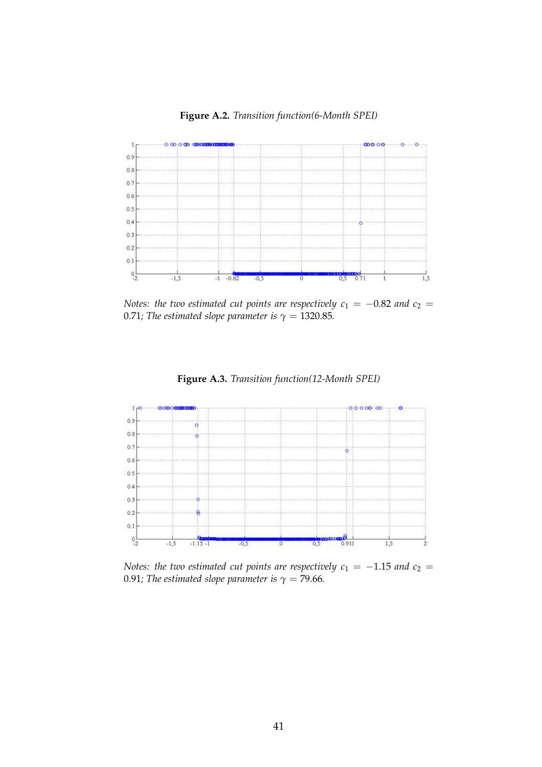**Figure A.2.** *Transition function(6-Month SPEI)*

1
0.9
0.8
0.7
0.6
0.5
0.4
0.3
0.2
0.1
0
-2 -1,5 -1 -0.82 -0,5 0 0,5 0.71 1 1,5

*Notes: the two estimated cut points are respectively $c_1 = -0.82$ and $c_2 = 0.71$; The estimated slope parameter is $\gamma = 1320.85$.*

**Figure A.3.** *Transition function(12-Month SPEI)*

1
0.9
0.8
0.7
0.6
0.5
0.4
0.3
0.2
0.1
0
-2 -1,5 -1.15 -1 -0,5 0 0,5 0.911 1,5 2

*Notes: the two estimated cut points are respectively $c_1 = -1.15$ and $c_2 = 0.91$; The estimated slope parameter is $\gamma = 79.66$.*